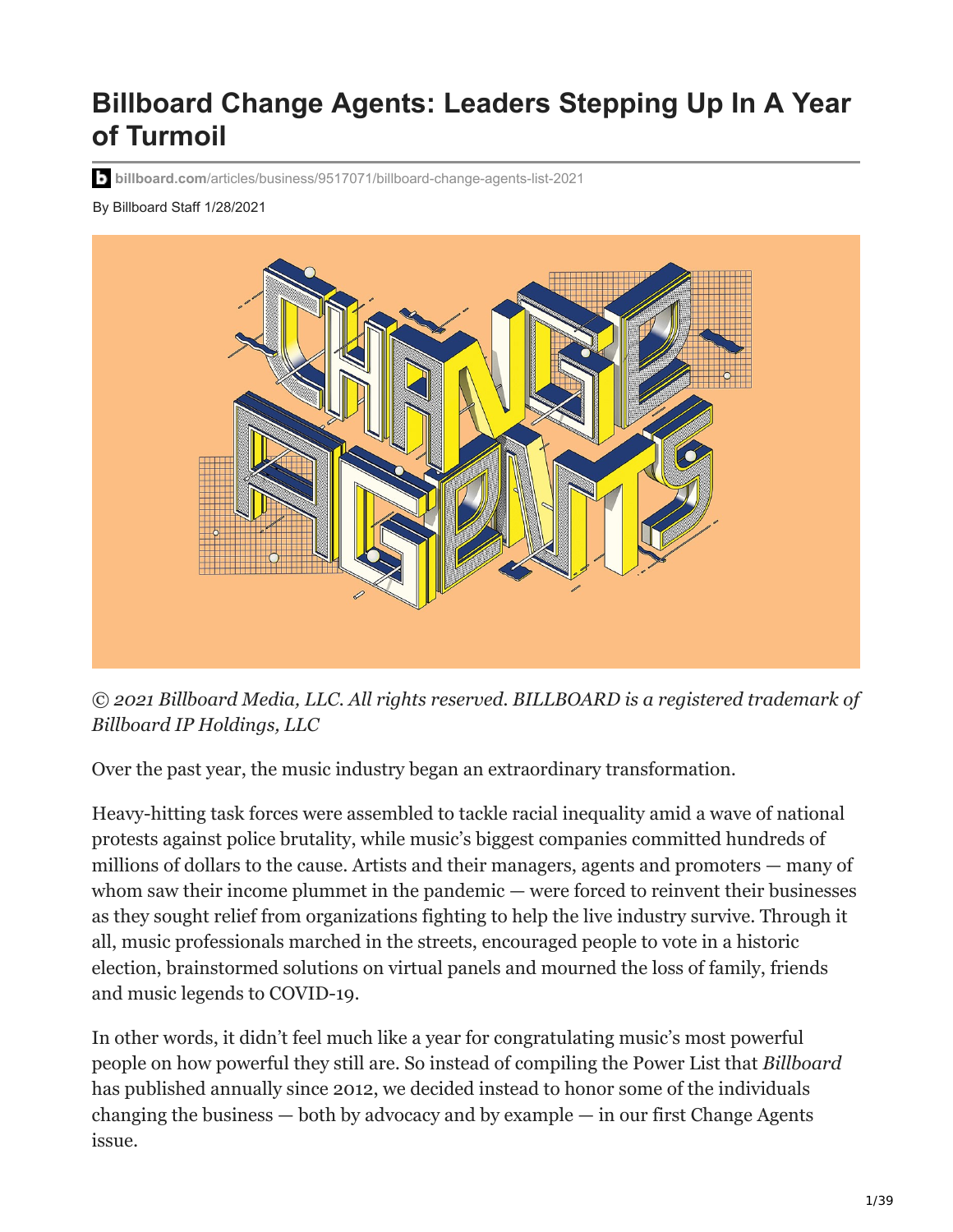# Billboard Change Agents: Leaders Stepping Up In A Year of Turmoil

billboard.com/articles/business/9517071/billboard-change-agents-list-2021

By Billboard Staff 1/28/2021

*© 2021 Billboard Media, LLC. All rights reserved. BILLBOARD is a registered trademark of Billboard IP Holdings, LLC*

Over the past year, the music industry began an extraordinary transformation.

Heavy-hitting task forces were assembled to tackle racial inequality amid a wave of national protests against police brutality, while music's biggest companies committed hundreds of millions of dollars to the cause. Artists and their managers, agents and promoters — many of whom saw their income plummet in the pandemic — were forced to reinvent their businesses as they sought relief from organizations fighting to help the live industry survive. Through it all, music professionals marched in the streets, encouraged people to vote in a historic election, brainstormed solutions on virtual panels and mourned the loss of family, friends and music legends to COVID-19.

In other words, it didn't feel much like a year for congratulating music's most powerful people on how powerful they still are. So instead of compiling the Power List that *Billboard* has published annually since 2012, we decided instead to honor some of the individuals changing the business — both by advocacy and by example — in our first Change Agents issue.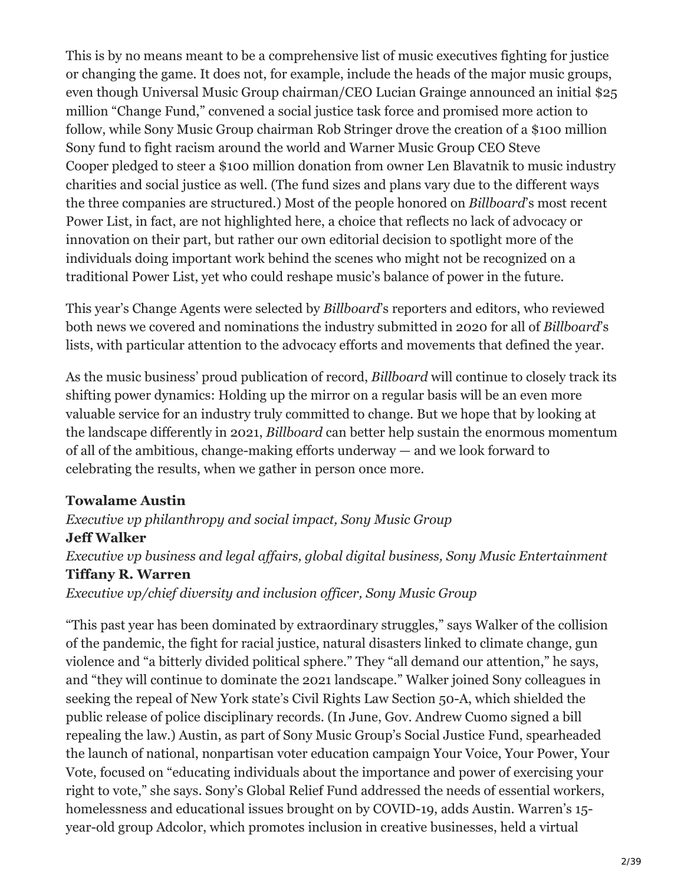This is by no means meant to be a comprehensive list of music executives fighting for justice or changing the game. It does not, for example, include the heads of the major music groups, even though Universal Music Group chairman/CEO Lucian Grainge announced an initial $25 million "Change Fund," convened a social justice task force and promised more action to follow, while Sony Music Group chairman Rob Stringer drove the creation of a $100 million Sony fund to fight racism around the world and Warner Music Group CEO Steve Cooper pledged to steer a $100 million donation from owner Len Blavatnik to music industry charities and social justice as well. (The fund sizes and plans vary due to the different ways the three companies are structured.) Most of the people honored on *Billboard*'s most recent Power List, in fact, are not highlighted here, a choice that reflects no lack of advocacy or innovation on their part, but rather our own editorial decision to spotlight more of the individuals doing important work behind the scenes who might not be recognized on a traditional Power List, yet who could reshape music's balance of power in the future.

This year's Change Agents were selected by *Billboard*'s reporters and editors, who reviewed both news we covered and nominations the industry submitted in 2020 for all of *Billboard*'s lists, with particular attention to the advocacy efforts and movements that defined the year.

As the music business' proud publication of record, *Billboard* will continue to closely track its shifting power dynamics: Holding up the mirror on a regular basis will be an even more valuable service for an industry truly committed to change. But we hope that by looking at the landscape differently in 2021, *Billboard* can better help sustain the enormous momentum of all of the ambitious, change-making efforts underway — and we look forward to celebrating the results, when we gather in person once more.

**Towalame Austin**
*Executive vp philanthropy and social impact, Sony Music Group*
**Jeff Walker**
*Executive vp business and legal affairs, global digital business, Sony Music Entertainment*
**Tiffany R. Warren**
*Executive vp/chief diversity and inclusion officer, Sony Music Group*

"This past year has been dominated by extraordinary struggles," says Walker of the collision of the pandemic, the fight for racial justice, natural disasters linked to climate change, gun violence and "a bitterly divided political sphere." They "all demand our attention," he says, and "they will continue to dominate the 2021 landscape." Walker joined Sony colleagues in seeking the repeal of New York state's Civil Rights Law Section 50-A, which shielded the public release of police disciplinary records. (In June, Gov. Andrew Cuomo signed a bill repealing the law.) Austin, as part of Sony Music Group's Social Justice Fund, spearheaded the launch of national, nonpartisan voter education campaign Your Voice, Your Power, Your Vote, focused on "educating individuals about the importance and power of exercising your right to vote," she says. Sony's Global Relief Fund addressed the needs of essential workers, homelessness and educational issues brought on by COVID-19, adds Austin. Warren's 15-year-old group Adcolor, which promotes inclusion in creative businesses, held a virtual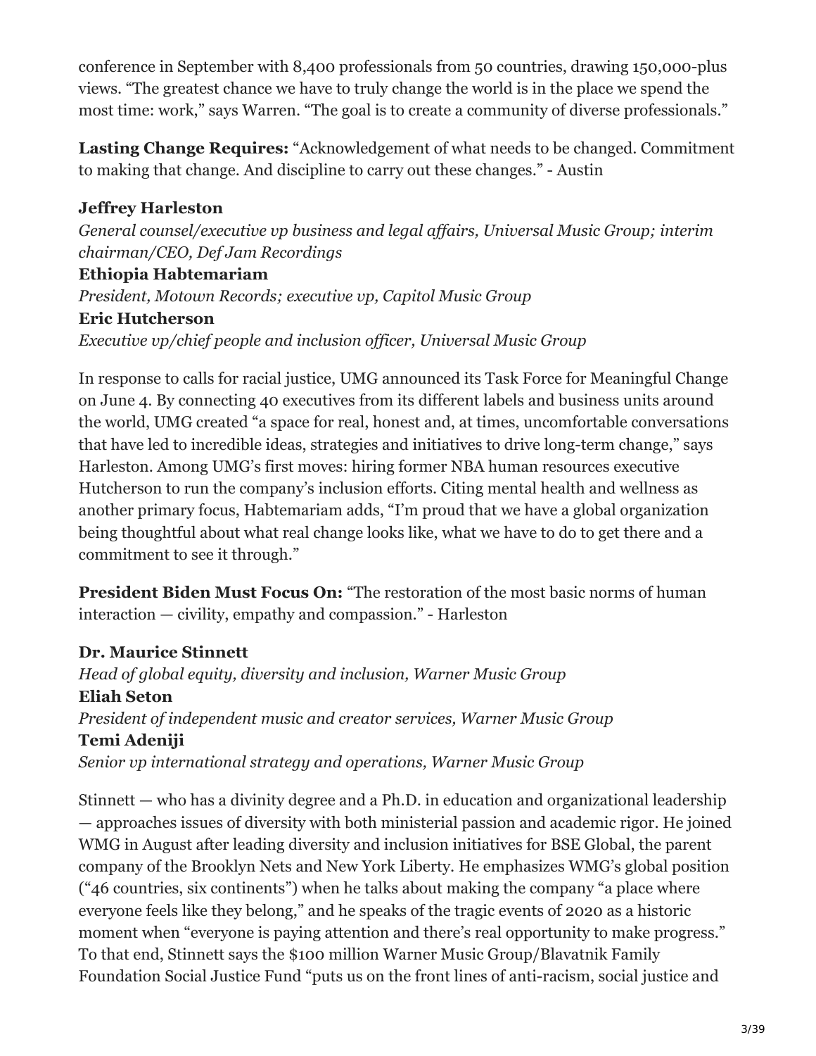conference in September with 8,400 professionals from 50 countries, drawing 150,000-plus views. “The greatest chance we have to truly change the world is in the place we spend the most time: work,” says Warren. “The goal is to create a community of diverse professionals.”

**Lasting Change Requires:** “Acknowledgement of what needs to be changed. Commitment to making that change. And discipline to carry out these changes.” - Austin

**Jeffrey Harleston**
*General counsel/executive vp business and legal affairs, Universal Music Group; interim chairman/CEO, Def Jam Recordings*
**Ethiopia Habtemariam**
*President, Motown Records; executive vp, Capitol Music Group*
**Eric Hutcherson**
*Executive vp/chief people and inclusion officer, Universal Music Group*

In response to calls for racial justice, UMG announced its Task Force for Meaningful Change on June 4. By connecting 40 executives from its different labels and business units around the world, UMG created “a space for real, honest and, at times, uncomfortable conversations that have led to incredible ideas, strategies and initiatives to drive long-term change,” says Harleston. Among UMG’s first moves: hiring former NBA human resources executive Hutcherson to run the company’s inclusion efforts. Citing mental health and wellness as another primary focus, Habtemariam adds, “I’m proud that we have a global organization being thoughtful about what real change looks like, what we have to do to get there and a commitment to see it through.”

**President Biden Must Focus On:** “The restoration of the most basic norms of human interaction — civility, empathy and compassion.” - Harleston

**Dr. Maurice Stinnett**
*Head of global equity, diversity and inclusion, Warner Music Group*
**Eliah Seton**
*President of independent music and creator services, Warner Music Group*
**Temi Adeniji**
*Senior vp international strategy and operations, Warner Music Group*

Stinnett — who has a divinity degree and a Ph.D. in education and organizational leadership — approaches issues of diversity with both ministerial passion and academic rigor. He joined WMG in August after leading diversity and inclusion initiatives for BSE Global, the parent company of the Brooklyn Nets and New York Liberty. He emphasizes WMG’s global position (“46 countries, six continents”) when he talks about making the company “a place where everyone feels like they belong,” and he speaks of the tragic events of 2020 as a historic moment when “everyone is paying attention and there’s real opportunity to make progress.” To that end, Stinnett says the $100 million Warner Music Group/Blavatnik Family Foundation Social Justice Fund “puts us on the front lines of anti-racism, social justice and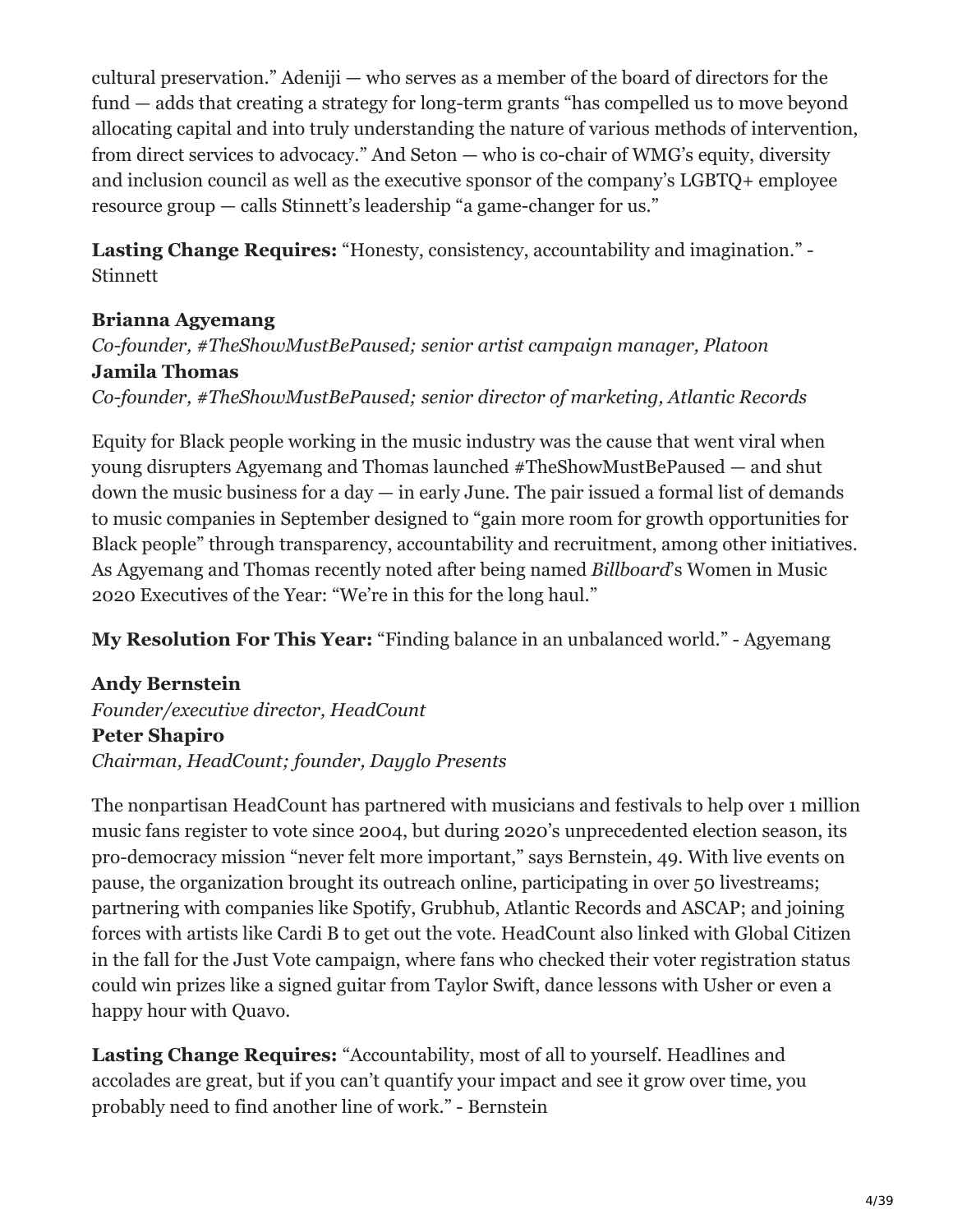cultural preservation." Adeniji — who serves as a member of the board of directors for the fund — adds that creating a strategy for long-term grants "has compelled us to move beyond allocating capital and into truly understanding the nature of various methods of intervention, from direct services to advocacy." And Seton — who is co-chair of WMG's equity, diversity and inclusion council as well as the executive sponsor of the company's LGBTQ+ employee resource group — calls Stinnett's leadership "a game-changer for us."

**Lasting Change Requires:** "Honesty, consistency, accountability and imagination." - Stinnett

**Brianna Agyemang**
*Co-founder, #TheShowMustBePaused; senior artist campaign manager, Platoon*
**Jamila Thomas**
*Co-founder, #TheShowMustBePaused; senior director of marketing, Atlantic Records*

Equity for Black people working in the music industry was the cause that went viral when young disrupters Agyemang and Thomas launched #TheShowMustBePaused — and shut down the music business for a day — in early June. The pair issued a formal list of demands to music companies in September designed to "gain more room for growth opportunities for Black people" through transparency, accountability and recruitment, among other initiatives. As Agyemang and Thomas recently noted after being named *Billboard*'s Women in Music 2020 Executives of the Year: "We're in this for the long haul."

**My Resolution For This Year:** "Finding balance in an unbalanced world." - Agyemang

**Andy Bernstein**
*Founder/executive director, HeadCount*
**Peter Shapiro**
*Chairman, HeadCount; founder, Dayglo Presents*

The nonpartisan HeadCount has partnered with musicians and festivals to help over 1 million music fans register to vote since 2004, but during 2020's unprecedented election season, its pro-democracy mission "never felt more important," says Bernstein, 49. With live events on pause, the organization brought its outreach online, participating in over 50 livestreams; partnering with companies like Spotify, Grubhub, Atlantic Records and ASCAP; and joining forces with artists like Cardi B to get out the vote. HeadCount also linked with Global Citizen in the fall for the Just Vote campaign, where fans who checked their voter registration status could win prizes like a signed guitar from Taylor Swift, dance lessons with Usher or even a happy hour with Quavo.

**Lasting Change Requires:** "Accountability, most of all to yourself. Headlines and accolades are great, but if you can't quantify your impact and see it grow over time, you probably need to find another line of work." - Bernstein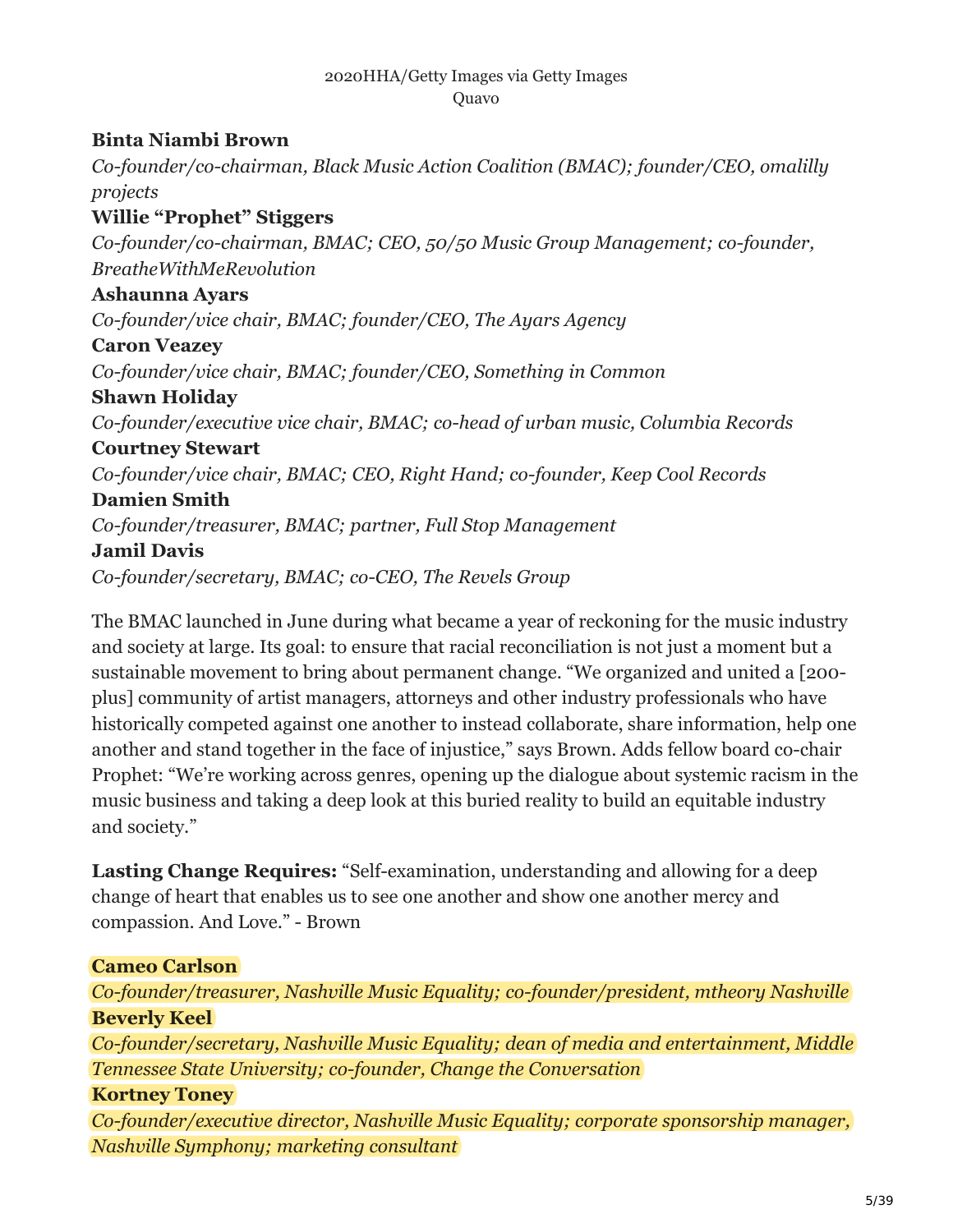2020HHA/Getty Images via Getty Images
Quavo

**Binta Niambi Brown**
*Co-founder/co-chairman, Black Music Action Coalition (BMAC); founder/CEO, omalilly projects*
**Willie "Prophet" Stiggers**
*Co-founder/co-chairman, BMAC; CEO, 50/50 Music Group Management; co-founder, BreatheWithMeRevolution*
**Ashaunna Ayars**
*Co-founder/vice chair, BMAC; founder/CEO, The Ayars Agency*
**Caron Veazey**
*Co-founder/vice chair, BMAC; founder/CEO, Something in Common*
**Shawn Holiday**
*Co-founder/executive vice chair, BMAC; co-head of urban music, Columbia Records*
**Courtney Stewart**
*Co-founder/vice chair, BMAC; CEO, Right Hand; co-founder, Keep Cool Records*
**Damien Smith**
*Co-founder/treasurer, BMAC; partner, Full Stop Management*
**Jamil Davis**
*Co-founder/secretary, BMAC; co-CEO, The Revels Group*

The BMAC launched in June during what became a year of reckoning for the music industry and society at large. Its goal: to ensure that racial reconciliation is not just a moment but a sustainable movement to bring about permanent change. "We organized and united a [200-plus] community of artist managers, attorneys and other industry professionals who have historically competed against one another to instead collaborate, share information, help one another and stand together in the face of injustice," says Brown. Adds fellow board co-chair Prophet: "We're working across genres, opening up the dialogue about systemic racism in the music business and taking a deep look at this buried reality to build an equitable industry and society."

**Lasting Change Requires:** "Self-examination, understanding and allowing for a deep change of heart that enables us to see one another and show one another mercy and compassion. And Love." - Brown

**Cameo Carlson**
*Co-founder/treasurer, Nashville Music Equality; co-founder/president, mtheory Nashville*
**Beverly Keel**
*Co-founder/secretary, Nashville Music Equality; dean of media and entertainment, Middle Tennessee State University; co-founder, Change the Conversation*
**Kortney Toney**
*Co-founder/executive director, Nashville Music Equality; corporate sponsorship manager, Nashville Symphony; marketing consultant*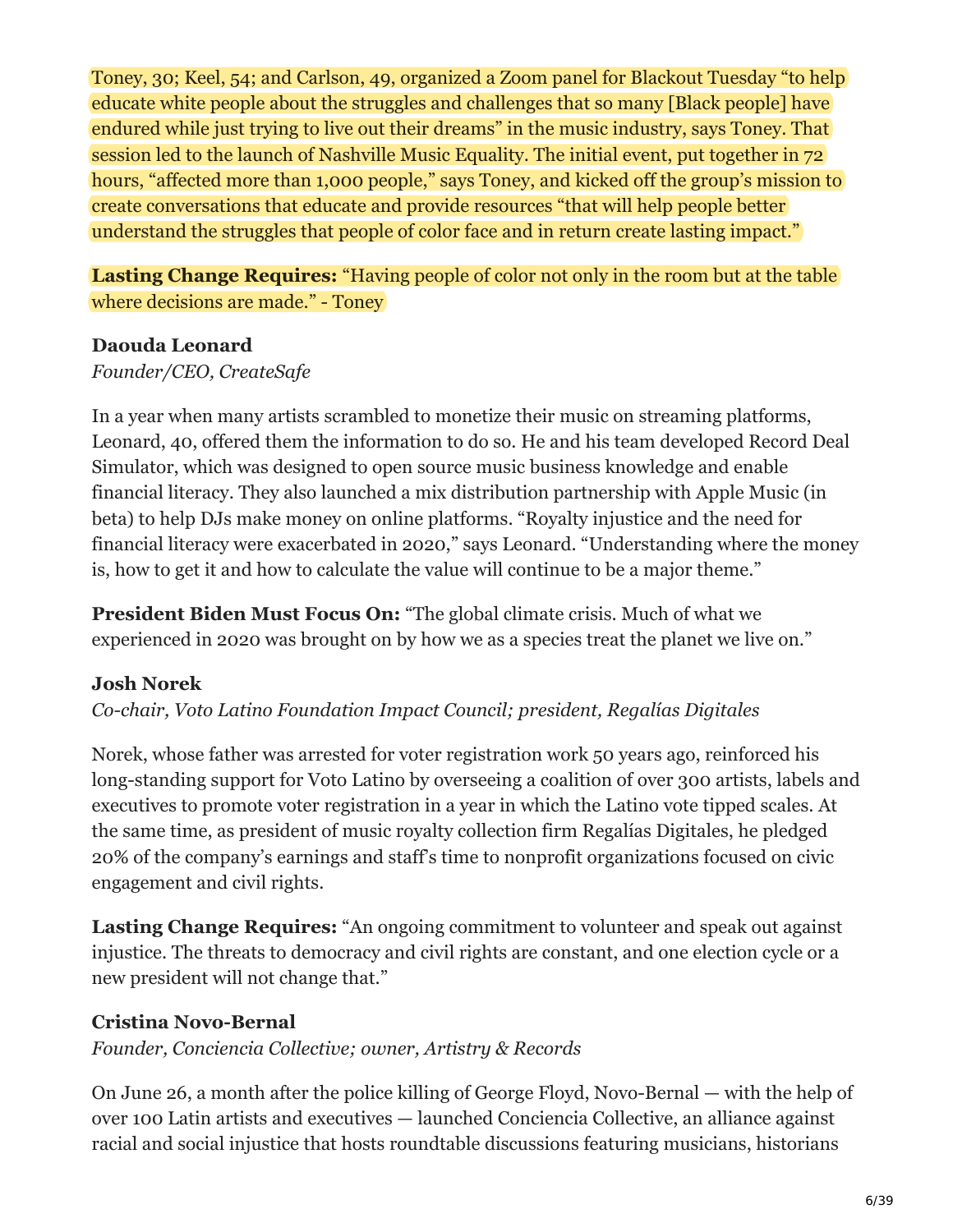Toney, 30; Keel, 54; and Carlson, 49, organized a Zoom panel for Blackout Tuesday "to help educate white people about the struggles and challenges that so many [Black people] have endured while just trying to live out their dreams" in the music industry, says Toney. That session led to the launch of Nashville Music Equality. The initial event, put together in 72 hours, "affected more than 1,000 people," says Toney, and kicked off the group's mission to create conversations that educate and provide resources "that will help people better understand the struggles that people of color face and in return create lasting impact."

**Lasting Change Requires:** "Having people of color not only in the room but at the table where decisions are made." - Toney

**Daouda Leonard**
*Founder/CEO, CreateSafe*

In a year when many artists scrambled to monetize their music on streaming platforms, Leonard, 40, offered them the information to do so. He and his team developed Record Deal Simulator, which was designed to open source music business knowledge and enable financial literacy. They also launched a mix distribution partnership with Apple Music (in beta) to help DJs make money on online platforms. "Royalty injustice and the need for financial literacy were exacerbated in 2020," says Leonard. "Understanding where the money is, how to get it and how to calculate the value will continue to be a major theme."

**President Biden Must Focus On:** "The global climate crisis. Much of what we experienced in 2020 was brought on by how we as a species treat the planet we live on."

**Josh Norek**
*Co-chair, Voto Latino Foundation Impact Council; president, Regalías Digitales*

Norek, whose father was arrested for voter registration work 50 years ago, reinforced his long-standing support for Voto Latino by overseeing a coalition of over 300 artists, labels and executives to promote voter registration in a year in which the Latino vote tipped scales. At the same time, as president of music royalty collection firm Regalías Digitales, he pledged 20% of the company's earnings and staff's time to nonprofit organizations focused on civic engagement and civil rights.

**Lasting Change Requires:** "An ongoing commitment to volunteer and speak out against injustice. The threats to democracy and civil rights are constant, and one election cycle or a new president will not change that."

**Cristina Novo-Bernal**
*Founder, Conciencia Collective; owner, Artistry & Records*

On June 26, a month after the police killing of George Floyd, Novo-Bernal — with the help of over 100 Latin artists and executives — launched Conciencia Collective, an alliance against racial and social injustice that hosts roundtable discussions featuring musicians, historians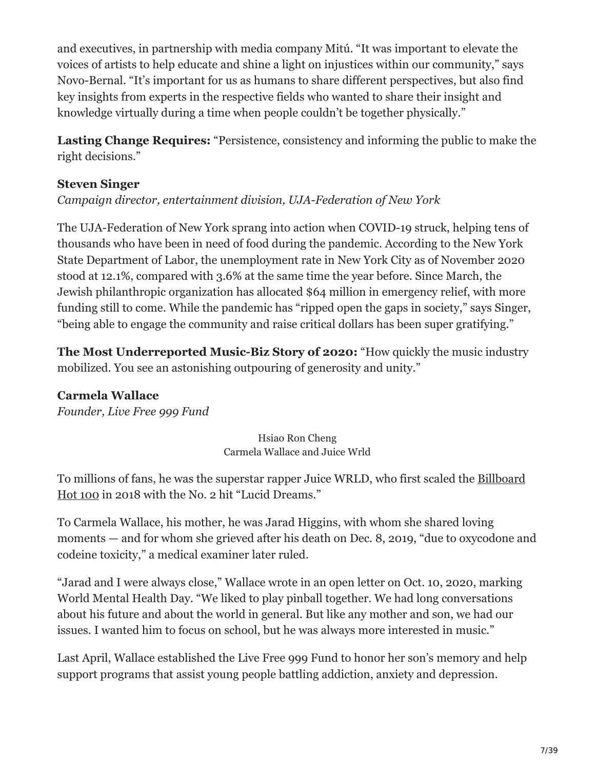and executives, in partnership with media company Mitú. “It was important to elevate the voices of artists to help educate and shine a light on injustices within our community,” says Novo-Bernal. “It’s important for us as humans to share different perspectives, but also find key insights from experts in the respective fields who wanted to share their insight and knowledge virtually during a time when people couldn’t be together physically.”

**Lasting Change Requires:** “Persistence, consistency and informing the public to make the right decisions.”

**Steven Singer**
*Campaign director, entertainment division, UJA-Federation of New York*

The UJA-Federation of New York sprang into action when COVID-19 struck, helping tens of thousands who have been in need of food during the pandemic. According to the New York State Department of Labor, the unemployment rate in New York City as of November 2020 stood at 12.1%, compared with 3.6% at the same time the year before. Since March, the Jewish philanthropic organization has allocated $64 million in emergency relief, with more funding still to come. While the pandemic has “ripped open the gaps in society,” says Singer, “being able to engage the community and raise critical dollars has been super gratifying.”

**The Most Underreported Music-Biz Story of 2020:** “How quickly the music industry mobilized. You see an astonishing outpouring of generosity and unity.”

**Carmela Wallace**
*Founder, Live Free 999 Fund*

Hsiao Ron Cheng
Carmela Wallace and Juice Wrld

To millions of fans, he was the superstar rapper Juice WRLD, who first scaled the Billboard Hot 100 in 2018 with the No. 2 hit “Lucid Dreams.”

To Carmela Wallace, his mother, he was Jarad Higgins, with whom she shared loving moments — and for whom she grieved after his death on Dec. 8, 2019, “due to oxycodone and codeine toxicity,” a medical examiner later ruled.

“Jarad and I were always close,” Wallace wrote in an open letter on Oct. 10, 2020, marking World Mental Health Day. “We liked to play pinball together. We had long conversations about his future and about the world in general. But like any mother and son, we had our issues. I wanted him to focus on school, but he was always more interested in music.”

Last April, Wallace established the Live Free 999 Fund to honor her son’s memory and help support programs that assist young people battling addiction, anxiety and depression.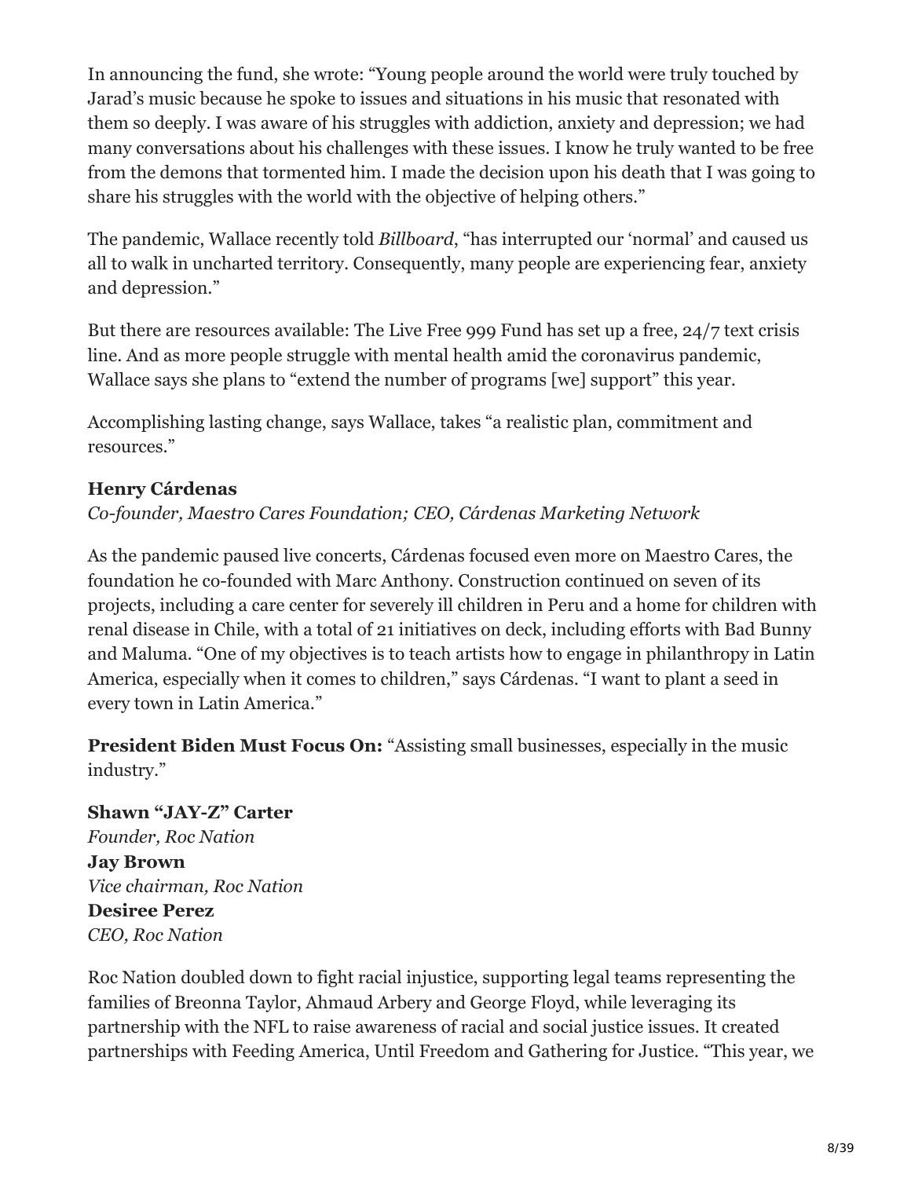In announcing the fund, she wrote: "Young people around the world were truly touched by Jarad's music because he spoke to issues and situations in his music that resonated with them so deeply. I was aware of his struggles with addiction, anxiety and depression; we had many conversations about his challenges with these issues. I know he truly wanted to be free from the demons that tormented him. I made the decision upon his death that I was going to share his struggles with the world with the objective of helping others."

The pandemic, Wallace recently told *Billboard*, "has interrupted our 'normal' and caused us all to walk in uncharted territory. Consequently, many people are experiencing fear, anxiety and depression."

But there are resources available: The Live Free 999 Fund has set up a free, 24/7 text crisis line. And as more people struggle with mental health amid the coronavirus pandemic, Wallace says she plans to "extend the number of programs [we] support" this year.

Accomplishing lasting change, says Wallace, takes "a realistic plan, commitment and resources."

**Henry Cárdenas**
*Co-founder, Maestro Cares Foundation; CEO, Cárdenas Marketing Network*

As the pandemic paused live concerts, Cárdenas focused even more on Maestro Cares, the foundation he co-founded with Marc Anthony. Construction continued on seven of its projects, including a care center for severely ill children in Peru and a home for children with renal disease in Chile, with a total of 21 initiatives on deck, including efforts with Bad Bunny and Maluma. "One of my objectives is to teach artists how to engage in philanthropy in Latin America, especially when it comes to children," says Cárdenas. "I want to plant a seed in every town in Latin America."

**President Biden Must Focus On:** "Assisting small businesses, especially in the music industry."

**Shawn "JAY-Z" Carter**
*Founder, Roc Nation*
**Jay Brown**
*Vice chairman, Roc Nation*
**Desiree Perez**
*CEO, Roc Nation*

Roc Nation doubled down to fight racial injustice, supporting legal teams representing the families of Breonna Taylor, Ahmaud Arbery and George Floyd, while leveraging its partnership with the NFL to raise awareness of racial and social justice issues. It created partnerships with Feeding America, Until Freedom and Gathering for Justice. "This year, we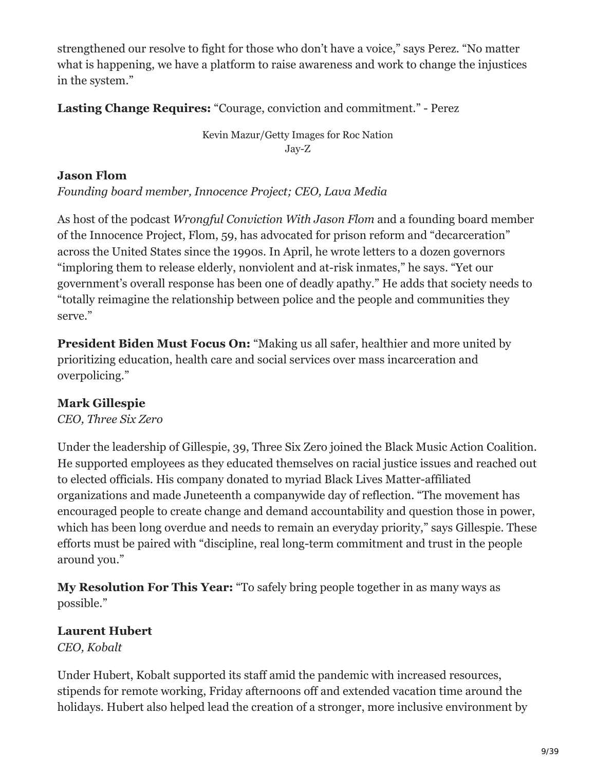strengthened our resolve to fight for those who don't have a voice," says Perez. "No matter what is happening, we have a platform to raise awareness and work to change the injustices in the system."

**Lasting Change Requires:** "Courage, conviction and commitment." - Perez

Kevin Mazur/Getty Images for Roc Nation
Jay-Z

**Jason Flom**
*Founding board member, Innocence Project; CEO, Lava Media*

As host of the podcast *Wrongful Conviction With Jason Flom* and a founding board member of the Innocence Project, Flom, 59, has advocated for prison reform and "decarceration" across the United States since the 1990s. In April, he wrote letters to a dozen governors "imploring them to release elderly, nonviolent and at-risk inmates," he says. "Yet our government's overall response has been one of deadly apathy." He adds that society needs to "totally reimagine the relationship between police and the people and communities they serve."

**President Biden Must Focus On:** "Making us all safer, healthier and more united by prioritizing education, health care and social services over mass incarceration and overpolicing."

**Mark Gillespie**
*CEO, Three Six Zero*

Under the leadership of Gillespie, 39, Three Six Zero joined the Black Music Action Coalition. He supported employees as they educated themselves on racial justice issues and reached out to elected officials. His company donated to myriad Black Lives Matter-affiliated organizations and made Juneteenth a companywide day of reflection. "The movement has encouraged people to create change and demand accountability and question those in power, which has been long overdue and needs to remain an everyday priority," says Gillespie. These efforts must be paired with "discipline, real long-term commitment and trust in the people around you."

**My Resolution For This Year:** "To safely bring people together in as many ways as possible."

**Laurent Hubert**
*CEO, Kobalt*

Under Hubert, Kobalt supported its staff amid the pandemic with increased resources, stipends for remote working, Friday afternoons off and extended vacation time around the holidays. Hubert also helped lead the creation of a stronger, more inclusive environment by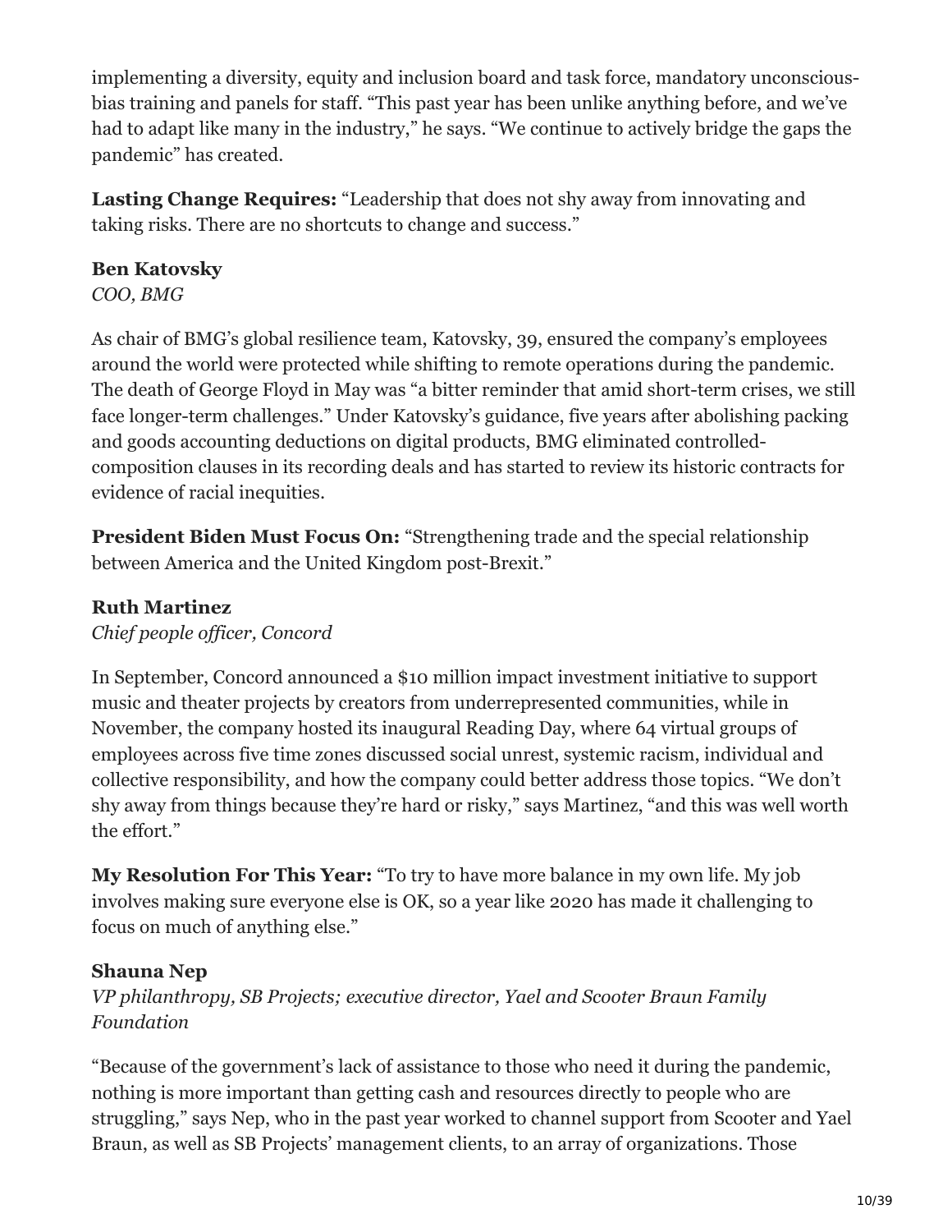implementing a diversity, equity and inclusion board and task force, mandatory unconscious-bias training and panels for staff. "This past year has been unlike anything before, and we've had to adapt like many in the industry," he says. "We continue to actively bridge the gaps the pandemic" has created.

**Lasting Change Requires:** "Leadership that does not shy away from innovating and taking risks. There are no shortcuts to change and success."

**Ben Katovsky**
*COO, BMG*

As chair of BMG's global resilience team, Katovsky, 39, ensured the company's employees around the world were protected while shifting to remote operations during the pandemic. The death of George Floyd in May was "a bitter reminder that amid short-term crises, we still face longer-term challenges." Under Katovsky's guidance, five years after abolishing packing and goods accounting deductions on digital products, BMG eliminated controlled-composition clauses in its recording deals and has started to review its historic contracts for evidence of racial inequities.

**President Biden Must Focus On:** "Strengthening trade and the special relationship between America and the United Kingdom post-Brexit."

**Ruth Martinez**
*Chief people officer, Concord*

In September, Concord announced a $10 million impact investment initiative to support music and theater projects by creators from underrepresented communities, while in November, the company hosted its inaugural Reading Day, where 64 virtual groups of employees across five time zones discussed social unrest, systemic racism, individual and collective responsibility, and how the company could better address those topics. "We don't shy away from things because they're hard or risky," says Martinez, "and this was well worth the effort."

**My Resolution For This Year:** "To try to have more balance in my own life. My job involves making sure everyone else is OK, so a year like 2020 has made it challenging to focus on much of anything else."

**Shauna Nep**
*VP philanthropy, SB Projects; executive director, Yael and Scooter Braun Family Foundation*

"Because of the government's lack of assistance to those who need it during the pandemic, nothing is more important than getting cash and resources directly to people who are struggling," says Nep, who in the past year worked to channel support from Scooter and Yael Braun, as well as SB Projects' management clients, to an array of organizations. Those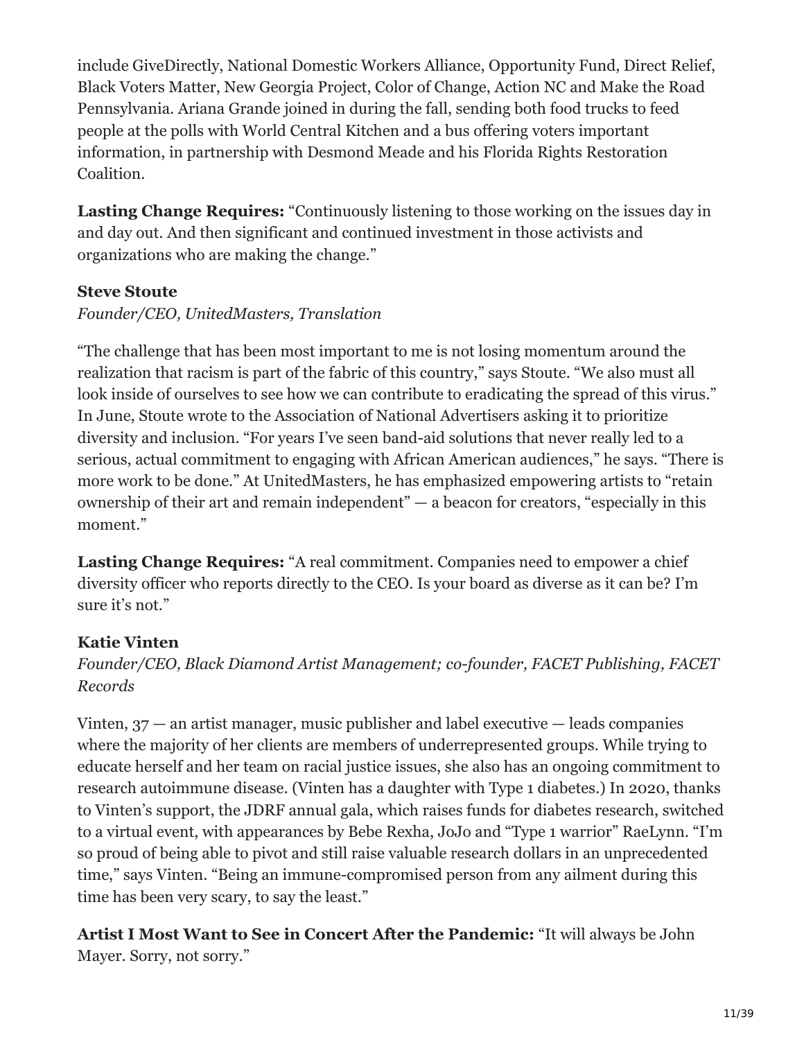include GiveDirectly, National Domestic Workers Alliance, Opportunity Fund, Direct Relief, Black Voters Matter, New Georgia Project, Color of Change, Action NC and Make the Road Pennsylvania. Ariana Grande joined in during the fall, sending both food trucks to feed people at the polls with World Central Kitchen and a bus offering voters important information, in partnership with Desmond Meade and his Florida Rights Restoration Coalition.

**Lasting Change Requires:** "Continuously listening to those working on the issues day in and day out. And then significant and continued investment in those activists and organizations who are making the change."

### Steve Stoute

*Founder/CEO, UnitedMasters, Translation*

"The challenge that has been most important to me is not losing momentum around the realization that racism is part of the fabric of this country," says Stoute. "We also must all look inside of ourselves to see how we can contribute to eradicating the spread of this virus." In June, Stoute wrote to the Association of National Advertisers asking it to prioritize diversity and inclusion. "For years I've seen band-aid solutions that never really led to a serious, actual commitment to engaging with African American audiences," he says. "There is more work to be done." At UnitedMasters, he has emphasized empowering artists to "retain ownership of their art and remain independent" — a beacon for creators, "especially in this moment."

**Lasting Change Requires:** "A real commitment. Companies need to empower a chief diversity officer who reports directly to the CEO. Is your board as diverse as it can be? I'm sure it's not."

### Katie Vinten

*Founder/CEO, Black Diamond Artist Management; co-founder, FACET Publishing, FACET Records*

Vinten, 37 — an artist manager, music publisher and label executive — leads companies where the majority of her clients are members of underrepresented groups. While trying to educate herself and her team on racial justice issues, she also has an ongoing commitment to research autoimmune disease. (Vinten has a daughter with Type 1 diabetes.) In 2020, thanks to Vinten's support, the JDRF annual gala, which raises funds for diabetes research, switched to a virtual event, with appearances by Bebe Rexha, JoJo and "Type 1 warrior" RaeLynn. "I'm so proud of being able to pivot and still raise valuable research dollars in an unprecedented time," says Vinten. "Being an immune-compromised person from any ailment during this time has been very scary, to say the least."

**Artist I Most Want to See in Concert After the Pandemic:** "It will always be John Mayer. Sorry, not sorry."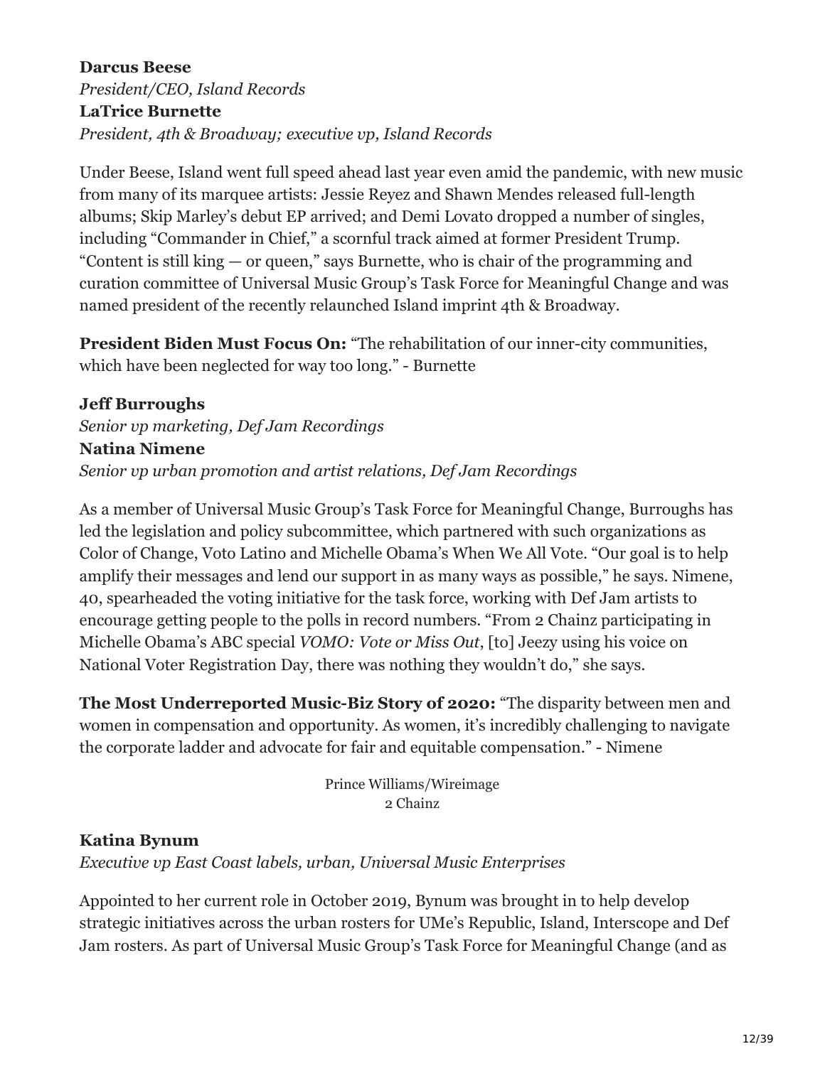**Darcus Beese**

*President/CEO, Island Records*

**LaTrice Burnette**

*President, 4th & Broadway; executive vp, Island Records*

Under Beese, Island went full speed ahead last year even amid the pandemic, with new music from many of its marquee artists: Jessie Reyez and Shawn Mendes released full-length albums; Skip Marley's debut EP arrived; and Demi Lovato dropped a number of singles, including "Commander in Chief," a scornful track aimed at former President Trump. "Content is still king — or queen," says Burnette, who is chair of the programming and curation committee of Universal Music Group's Task Force for Meaningful Change and was named president of the recently relaunched Island imprint 4th & Broadway.

**President Biden Must Focus On:** "The rehabilitation of our inner-city communities, which have been neglected for way too long." - Burnette

**Jeff Burroughs**

*Senior vp marketing, Def Jam Recordings*

**Natina Nimene**

*Senior vp urban promotion and artist relations, Def Jam Recordings*

As a member of Universal Music Group's Task Force for Meaningful Change, Burroughs has led the legislation and policy subcommittee, which partnered with such organizations as Color of Change, Voto Latino and Michelle Obama's When We All Vote. "Our goal is to help amplify their messages and lend our support in as many ways as possible," he says. Nimene, 40, spearheaded the voting initiative for the task force, working with Def Jam artists to encourage getting people to the polls in record numbers. "From 2 Chainz participating in Michelle Obama's ABC special *VOMO: Vote or Miss Out*, [to] Jeezy using his voice on National Voter Registration Day, there was nothing they wouldn't do," she says.

**The Most Underreported Music-Biz Story of 2020:** "The disparity between men and women in compensation and opportunity. As women, it's incredibly challenging to navigate the corporate ladder and advocate for fair and equitable compensation." - Nimene

Prince Williams/Wireimage
2 Chainz

**Katina Bynum**

*Executive vp East Coast labels, urban, Universal Music Enterprises*

Appointed to her current role in October 2019, Bynum was brought in to help develop strategic initiatives across the urban rosters for UMe's Republic, Island, Interscope and Def Jam rosters. As part of Universal Music Group's Task Force for Meaningful Change (and as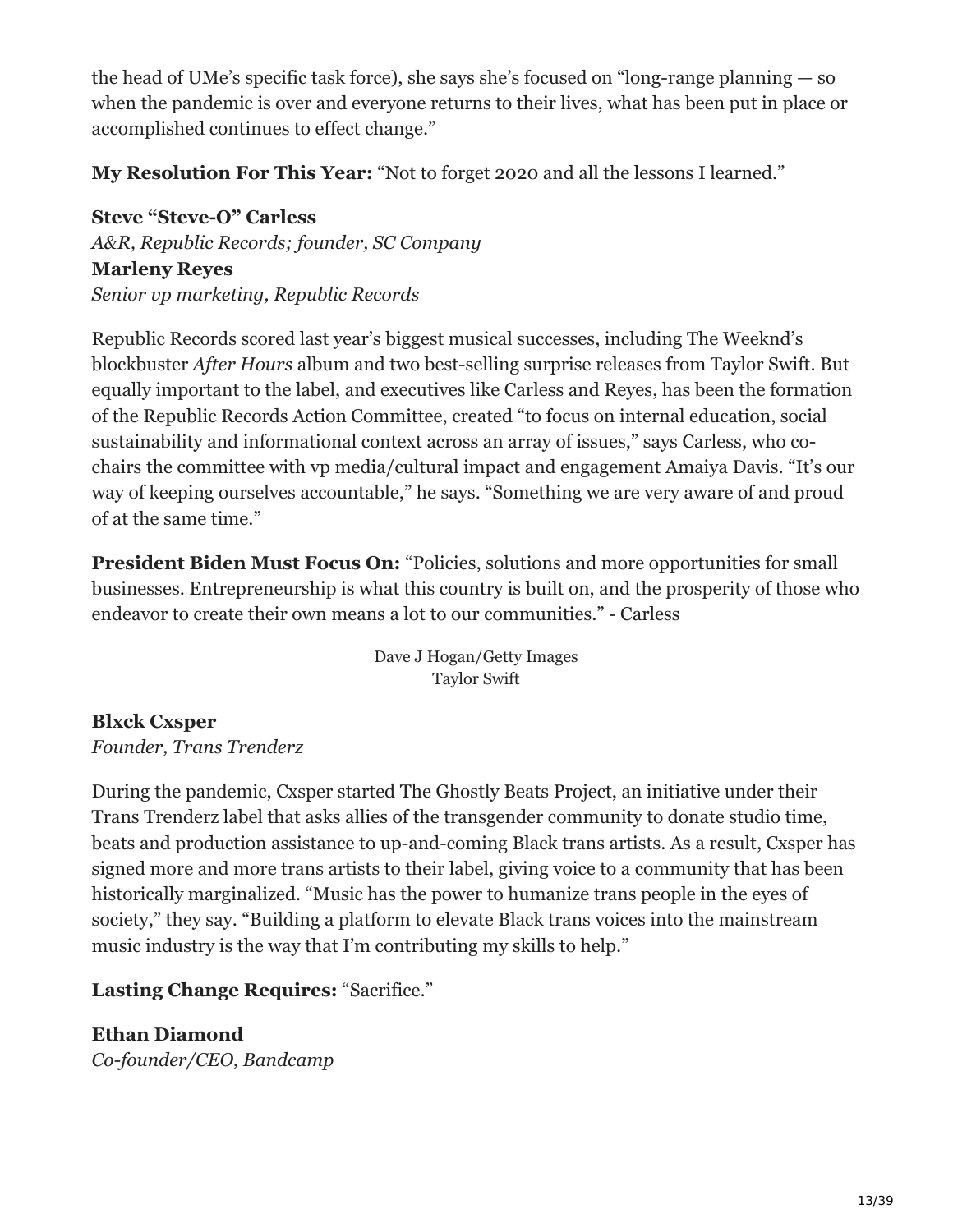the head of UMe's specific task force), she says she's focused on "long-range planning — so when the pandemic is over and everyone returns to their lives, what has been put in place or accomplished continues to effect change."

**My Resolution For This Year:** "Not to forget 2020 and all the lessons I learned."

**Steve "Steve-O" Carless**
*A&R, Republic Records; founder, SC Company*
**Marleny Reyes**
*Senior vp marketing, Republic Records*

Republic Records scored last year's biggest musical successes, including The Weeknd's blockbuster *After Hours* album and two best-selling surprise releases from Taylor Swift. But equally important to the label, and executives like Carless and Reyes, has been the formation of the Republic Records Action Committee, created "to focus on internal education, social sustainability and informational context across an array of issues," says Carless, who co-chairs the committee with vp media/cultural impact and engagement Amaiya Davis. "It's our way of keeping ourselves accountable," he says. "Something we are very aware of and proud of at the same time."

**President Biden Must Focus On:** "Policies, solutions and more opportunities for small businesses. Entrepreneurship is what this country is built on, and the prosperity of those who endeavor to create their own means a lot to our communities." - Carless

Dave J Hogan/Getty Images
Taylor Swift

**Blxck Cxsper**
*Founder, Trans Trenderz*

During the pandemic, Cxsper started The Ghostly Beats Project, an initiative under their Trans Trenderz label that asks allies of the transgender community to donate studio time, beats and production assistance to up-and-coming Black trans artists. As a result, Cxsper has signed more and more trans artists to their label, giving voice to a community that has been historically marginalized. "Music has the power to humanize trans people in the eyes of society," they say. "Building a platform to elevate Black trans voices into the mainstream music industry is the way that I'm contributing my skills to help."

**Lasting Change Requires:** "Sacrifice."

**Ethan Diamond**
*Co-founder/CEO, Bandcamp*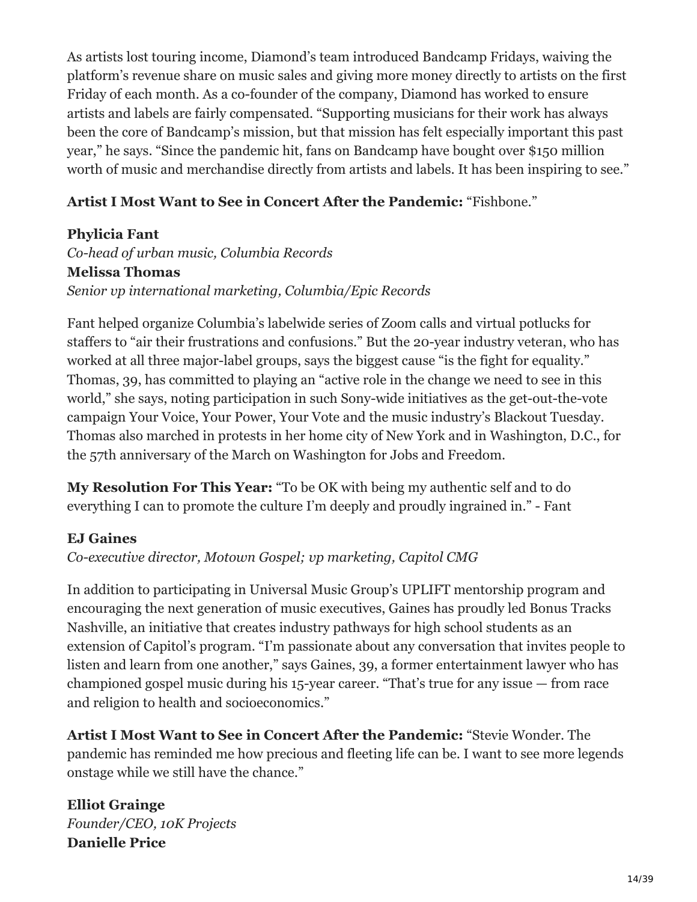As artists lost touring income, Diamond's team introduced Bandcamp Fridays, waiving the platform's revenue share on music sales and giving more money directly to artists on the first Friday of each month. As a co-founder of the company, Diamond has worked to ensure artists and labels are fairly compensated. "Supporting musicians for their work has always been the core of Bandcamp's mission, but that mission has felt especially important this past year," he says. "Since the pandemic hit, fans on Bandcamp have bought over $150 million worth of music and merchandise directly from artists and labels. It has been inspiring to see."

**Artist I Most Want to See in Concert After the Pandemic:** "Fishbone."

**Phylicia Fant**
*Co-head of urban music, Columbia Records*
**Melissa Thomas**
*Senior vp international marketing, Columbia/Epic Records*

Fant helped organize Columbia's labelwide series of Zoom calls and virtual potlucks for staffers to "air their frustrations and confusions." But the 20-year industry veteran, who has worked at all three major-label groups, says the biggest cause "is the fight for equality." Thomas, 39, has committed to playing an "active role in the change we need to see in this world," she says, noting participation in such Sony-wide initiatives as the get-out-the-vote campaign Your Voice, Your Power, Your Vote and the music industry's Blackout Tuesday. Thomas also marched in protests in her home city of New York and in Washington, D.C., for the 57th anniversary of the March on Washington for Jobs and Freedom.

**My Resolution For This Year:** "To be OK with being my authentic self and to do everything I can to promote the culture I'm deeply and proudly ingrained in." - Fant

**EJ Gaines**
*Co-executive director, Motown Gospel; vp marketing, Capitol CMG*

In addition to participating in Universal Music Group's UPLIFT mentorship program and encouraging the next generation of music executives, Gaines has proudly led Bonus Tracks Nashville, an initiative that creates industry pathways for high school students as an extension of Capitol's program. "I'm passionate about any conversation that invites people to listen and learn from one another," says Gaines, 39, a former entertainment lawyer who has championed gospel music during his 15-year career. "That's true for any issue — from race and religion to health and socioeconomics."

**Artist I Most Want to See in Concert After the Pandemic:** "Stevie Wonder. The pandemic has reminded me how precious and fleeting life can be. I want to see more legends onstage while we still have the chance."

**Elliot Grainge**
*Founder/CEO, 10K Projects*
**Danielle Price**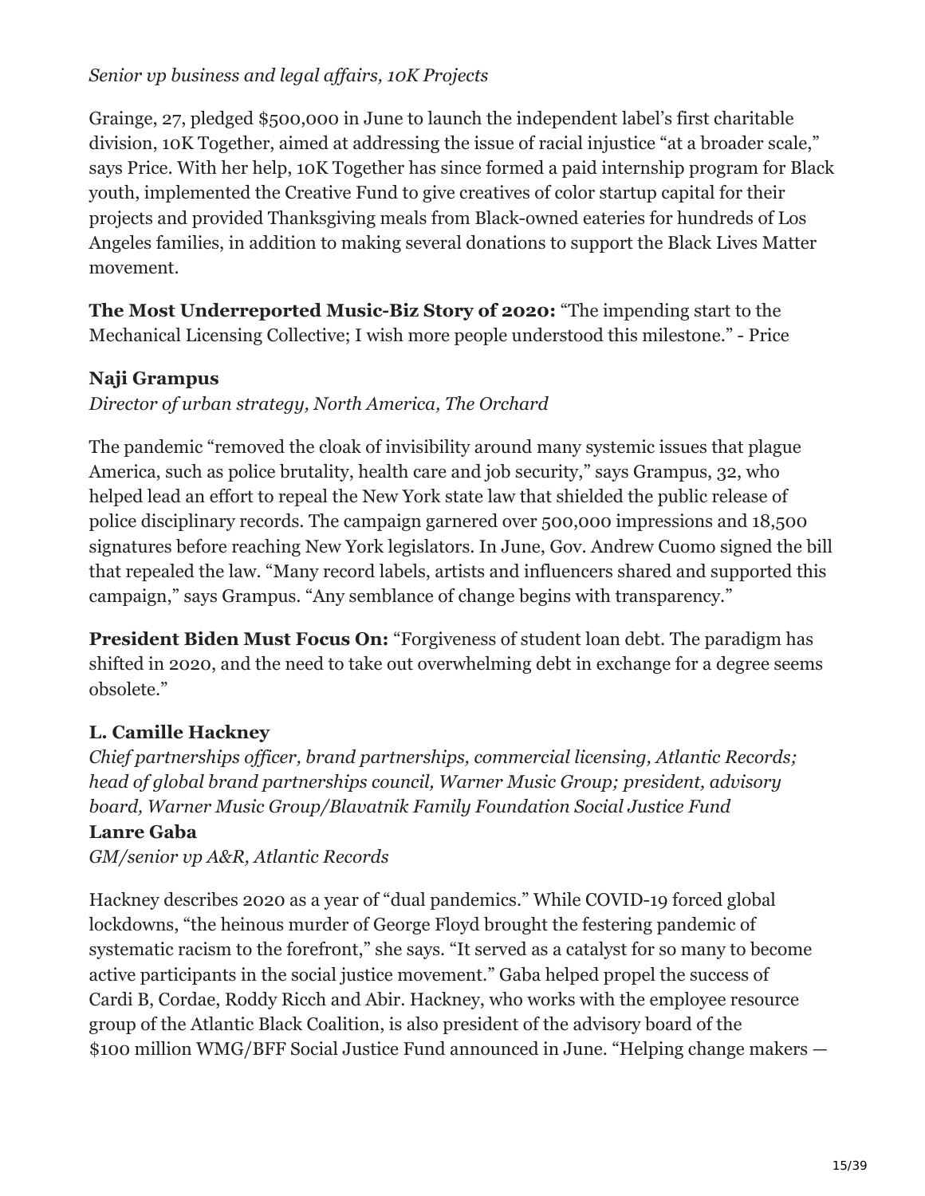*Senior vp business and legal affairs, 10K Projects*

Grainge, 27, pledged $500,000 in June to launch the independent label's first charitable division, 10K Together, aimed at addressing the issue of racial injustice "at a broader scale," says Price. With her help, 10K Together has since formed a paid internship program for Black youth, implemented the Creative Fund to give creatives of color startup capital for their projects and provided Thanksgiving meals from Black-owned eateries for hundreds of Los Angeles families, in addition to making several donations to support the Black Lives Matter movement.

**The Most Underreported Music-Biz Story of 2020:** "The impending start to the Mechanical Licensing Collective; I wish more people understood this milestone." - Price

**Naji Grampus**
*Director of urban strategy, North America, The Orchard*

The pandemic "removed the cloak of invisibility around many systemic issues that plague America, such as police brutality, health care and job security," says Grampus, 32, who helped lead an effort to repeal the New York state law that shielded the public release of police disciplinary records. The campaign garnered over 500,000 impressions and 18,500 signatures before reaching New York legislators. In June, Gov. Andrew Cuomo signed the bill that repealed the law. "Many record labels, artists and influencers shared and supported this campaign," says Grampus. "Any semblance of change begins with transparency."

**President Biden Must Focus On:** "Forgiveness of student loan debt. The paradigm has shifted in 2020, and the need to take out overwhelming debt in exchange for a degree seems obsolete."

**L. Camille Hackney**
*Chief partnerships officer, brand partnerships, commercial licensing, Atlantic Records; head of global brand partnerships council, Warner Music Group; president, advisory board, Warner Music Group/Blavatnik Family Foundation Social Justice Fund*

**Lanre Gaba**
*GM/senior vp A&R, Atlantic Records*

Hackney describes 2020 as a year of "dual pandemics." While COVID-19 forced global lockdowns, "the heinous murder of George Floyd brought the festering pandemic of systematic racism to the forefront," she says. "It served as a catalyst for so many to become active participants in the social justice movement." Gaba helped propel the success of Cardi B, Cordae, Roddy Ricch and Abir. Hackney, who works with the employee resource group of the Atlantic Black Coalition, is also president of the advisory board of the $100 million WMG/BFF Social Justice Fund announced in June. "Helping change makers —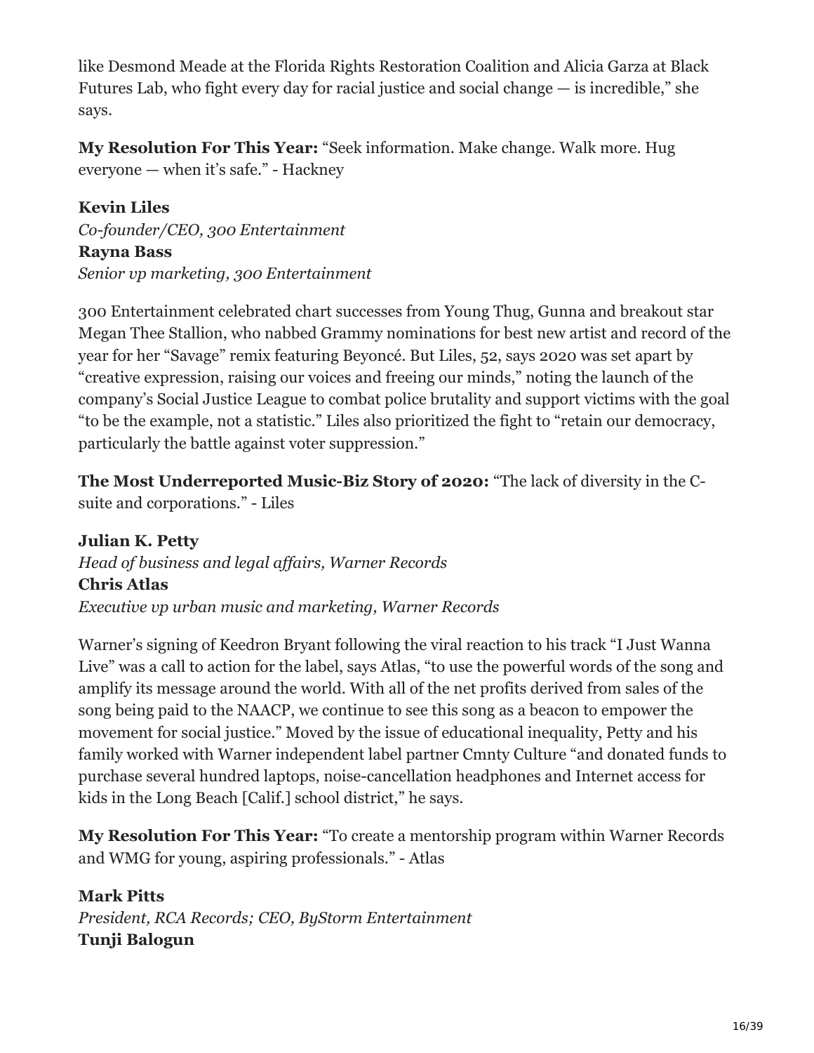like Desmond Meade at the Florida Rights Restoration Coalition and Alicia Garza at Black Futures Lab, who fight every day for racial justice and social change — is incredible," she says.

**My Resolution For This Year:** "Seek information. Make change. Walk more. Hug everyone — when it's safe." - Hackney

**Kevin Liles**
*Co-founder/CEO, 300 Entertainment*
**Rayna Bass**
*Senior vp marketing, 300 Entertainment*

300 Entertainment celebrated chart successes from Young Thug, Gunna and breakout star Megan Thee Stallion, who nabbed Grammy nominations for best new artist and record of the year for her "Savage" remix featuring Beyoncé. But Liles, 52, says 2020 was set apart by "creative expression, raising our voices and freeing our minds," noting the launch of the company's Social Justice League to combat police brutality and support victims with the goal "to be the example, not a statistic." Liles also prioritized the fight to "retain our democracy, particularly the battle against voter suppression."

**The Most Underreported Music-Biz Story of 2020:** "The lack of diversity in the C-suite and corporations." - Liles

**Julian K. Petty**
*Head of business and legal affairs, Warner Records*
**Chris Atlas**
*Executive vp urban music and marketing, Warner Records*

Warner's signing of Keedron Bryant following the viral reaction to his track "I Just Wanna Live" was a call to action for the label, says Atlas, "to use the powerful words of the song and amplify its message around the world. With all of the net profits derived from sales of the song being paid to the NAACP, we continue to see this song as a beacon to empower the movement for social justice." Moved by the issue of educational inequality, Petty and his family worked with Warner independent label partner Cmnty Culture "and donated funds to purchase several hundred laptops, noise-cancellation headphones and Internet access for kids in the Long Beach [Calif.] school district," he says.

**My Resolution For This Year:** "To create a mentorship program within Warner Records and WMG for young, aspiring professionals." - Atlas

**Mark Pitts**
*President, RCA Records; CEO, ByStorm Entertainment*
**Tunji Balogun**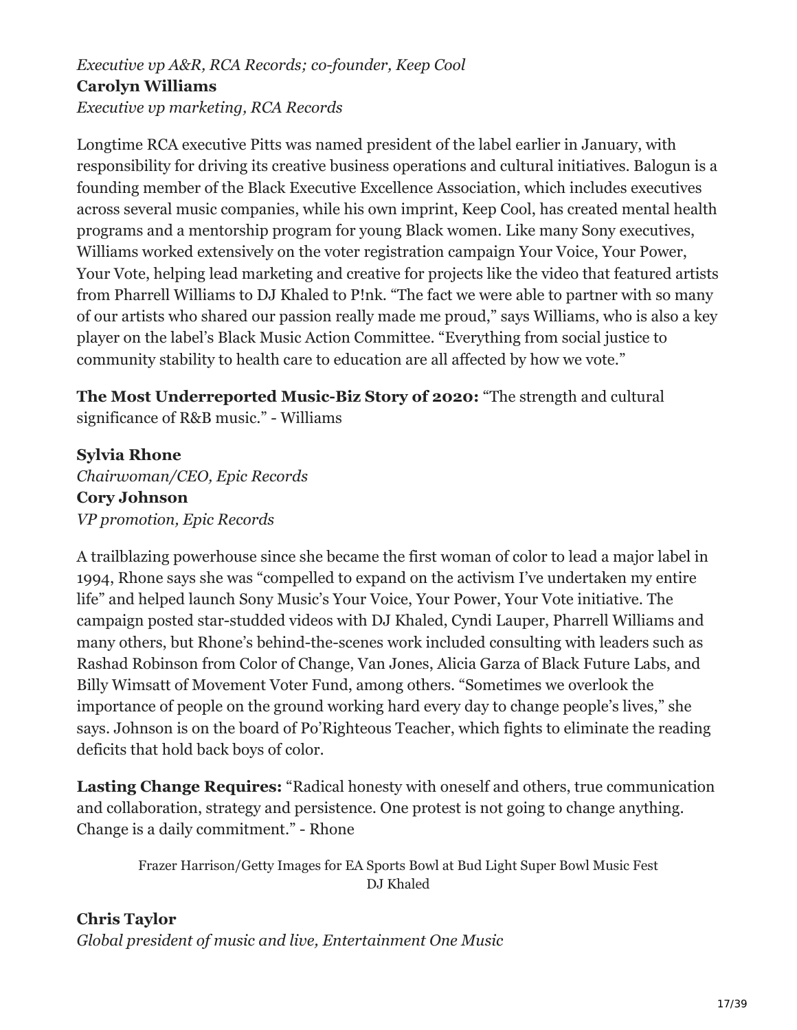*Executive vp A&R, RCA Records; co-founder, Keep Cool*
**Carolyn Williams**
*Executive vp marketing, RCA Records*

Longtime RCA executive Pitts was named president of the label earlier in January, with responsibility for driving its creative business operations and cultural initiatives. Balogun is a founding member of the Black Executive Excellence Association, which includes executives across several music companies, while his own imprint, Keep Cool, has created mental health programs and a mentorship program for young Black women. Like many Sony executives, Williams worked extensively on the voter registration campaign Your Voice, Your Power, Your Vote, helping lead marketing and creative for projects like the video that featured artists from Pharrell Williams to DJ Khaled to P!nk. "The fact we were able to partner with so many of our artists who shared our passion really made me proud," says Williams, who is also a key player on the label's Black Music Action Committee. "Everything from social justice to community stability to health care to education are all affected by how we vote."

**The Most Underreported Music-Biz Story of 2020:** "The strength and cultural significance of R&B music." - Williams

**Sylvia Rhone**
*Chairwoman/CEO, Epic Records*
**Cory Johnson**
*VP promotion, Epic Records*

A trailblazing powerhouse since she became the first woman of color to lead a major label in 1994, Rhone says she was "compelled to expand on the activism I've undertaken my entire life" and helped launch Sony Music's Your Voice, Your Power, Your Vote initiative. The campaign posted star-studded videos with DJ Khaled, Cyndi Lauper, Pharrell Williams and many others, but Rhone's behind-the-scenes work included consulting with leaders such as Rashad Robinson from Color of Change, Van Jones, Alicia Garza of Black Future Labs, and Billy Wimsatt of Movement Voter Fund, among others. "Sometimes we overlook the importance of people on the ground working hard every day to change people's lives," she says. Johnson is on the board of Po'Righteous Teacher, which fights to eliminate the reading deficits that hold back boys of color.

**Lasting Change Requires:** "Radical honesty with oneself and others, true communication and collaboration, strategy and persistence. One protest is not going to change anything. Change is a daily commitment." - Rhone

Frazer Harrison/Getty Images for EA Sports Bowl at Bud Light Super Bowl Music Fest
DJ Khaled

**Chris Taylor**
*Global president of music and live, Entertainment One Music*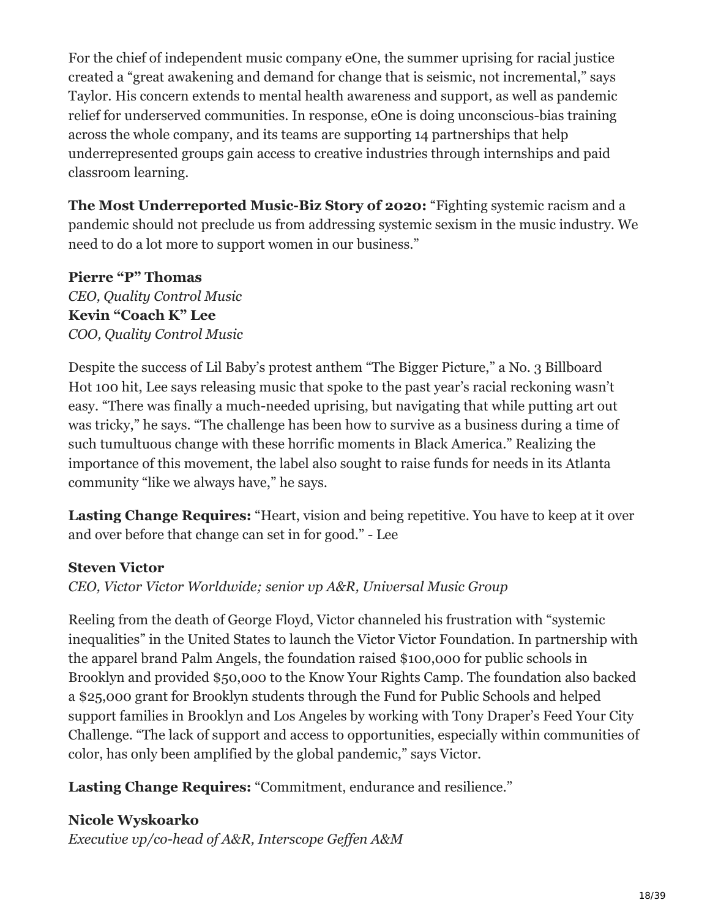For the chief of independent music company eOne, the summer uprising for racial justice created a "great awakening and demand for change that is seismic, not incremental," says Taylor. His concern extends to mental health awareness and support, as well as pandemic relief for underserved communities. In response, eOne is doing unconscious-bias training across the whole company, and its teams are supporting 14 partnerships that help underrepresented groups gain access to creative industries through internships and paid classroom learning.

**The Most Underreported Music-Biz Story of 2020:** "Fighting systemic racism and a pandemic should not preclude us from addressing systemic sexism in the music industry. We need to do a lot more to support women in our business."

**Pierre "P" Thomas**
*CEO, Quality Control Music*
**Kevin "Coach K" Lee**
*COO, Quality Control Music*

Despite the success of Lil Baby's protest anthem "The Bigger Picture," a No. 3 Billboard Hot 100 hit, Lee says releasing music that spoke to the past year's racial reckoning wasn't easy. "There was finally a much-needed uprising, but navigating that while putting art out was tricky," he says. "The challenge has been how to survive as a business during a time of such tumultuous change with these horrific moments in Black America." Realizing the importance of this movement, the label also sought to raise funds for needs in its Atlanta community "like we always have," he says.

**Lasting Change Requires:** "Heart, vision and being repetitive. You have to keep at it over and over before that change can set in for good." - Lee

**Steven Victor**
*CEO, Victor Victor Worldwide; senior vp A&R, Universal Music Group*

Reeling from the death of George Floyd, Victor channeled his frustration with "systemic inequalities" in the United States to launch the Victor Victor Foundation. In partnership with the apparel brand Palm Angels, the foundation raised $100,000 for public schools in Brooklyn and provided $50,000 to the Know Your Rights Camp. The foundation also backed a $25,000 grant for Brooklyn students through the Fund for Public Schools and helped support families in Brooklyn and Los Angeles by working with Tony Draper's Feed Your City Challenge. "The lack of support and access to opportunities, especially within communities of color, has only been amplified by the global pandemic," says Victor.

**Lasting Change Requires:** "Commitment, endurance and resilience."

**Nicole Wyskoarko**
*Executive vp/co-head of A&R, Interscope Geffen A&M*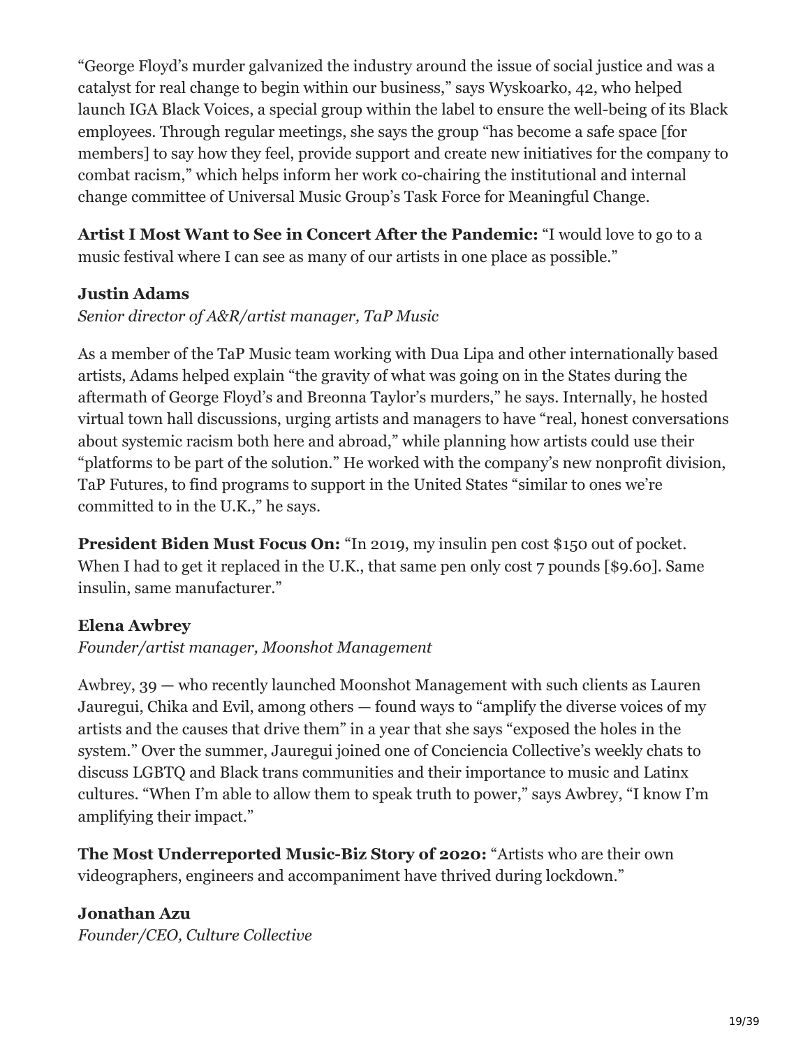"George Floyd's murder galvanized the industry around the issue of social justice and was a catalyst for real change to begin within our business," says Wyskoarko, 42, who helped launch IGA Black Voices, a special group within the label to ensure the well-being of its Black employees. Through regular meetings, she says the group "has become a safe space [for members] to say how they feel, provide support and create new initiatives for the company to combat racism," which helps inform her work co-chairing the institutional and internal change committee of Universal Music Group's Task Force for Meaningful Change.

**Artist I Most Want to See in Concert After the Pandemic:** "I would love to go to a music festival where I can see as many of our artists in one place as possible."

**Justin Adams**
*Senior director of A&R/artist manager, TaP Music*

As a member of the TaP Music team working with Dua Lipa and other internationally based artists, Adams helped explain "the gravity of what was going on in the States during the aftermath of George Floyd's and Breonna Taylor's murders," he says. Internally, he hosted virtual town hall discussions, urging artists and managers to have "real, honest conversations about systemic racism both here and abroad," while planning how artists could use their "platforms to be part of the solution." He worked with the company's new nonprofit division, TaP Futures, to find programs to support in the United States "similar to ones we're committed to in the U.K.," he says.

**President Biden Must Focus On:** "In 2019, my insulin pen cost $150 out of pocket. When I had to get it replaced in the U.K., that same pen only cost 7 pounds [$9.60]. Same insulin, same manufacturer."

**Elena Awbrey**
*Founder/artist manager, Moonshot Management*

Awbrey, 39 — who recently launched Moonshot Management with such clients as Lauren Jauregui, Chika and Evil, among others — found ways to "amplify the diverse voices of my artists and the causes that drive them" in a year that she says "exposed the holes in the system." Over the summer, Jauregui joined one of Conciencia Collective's weekly chats to discuss LGBTQ and Black trans communities and their importance to music and Latinx cultures. "When I'm able to allow them to speak truth to power," says Awbrey, "I know I'm amplifying their impact."

**The Most Underreported Music-Biz Story of 2020:** "Artists who are their own videographers, engineers and accompaniment have thrived during lockdown."

**Jonathan Azu**
*Founder/CEO, Culture Collective*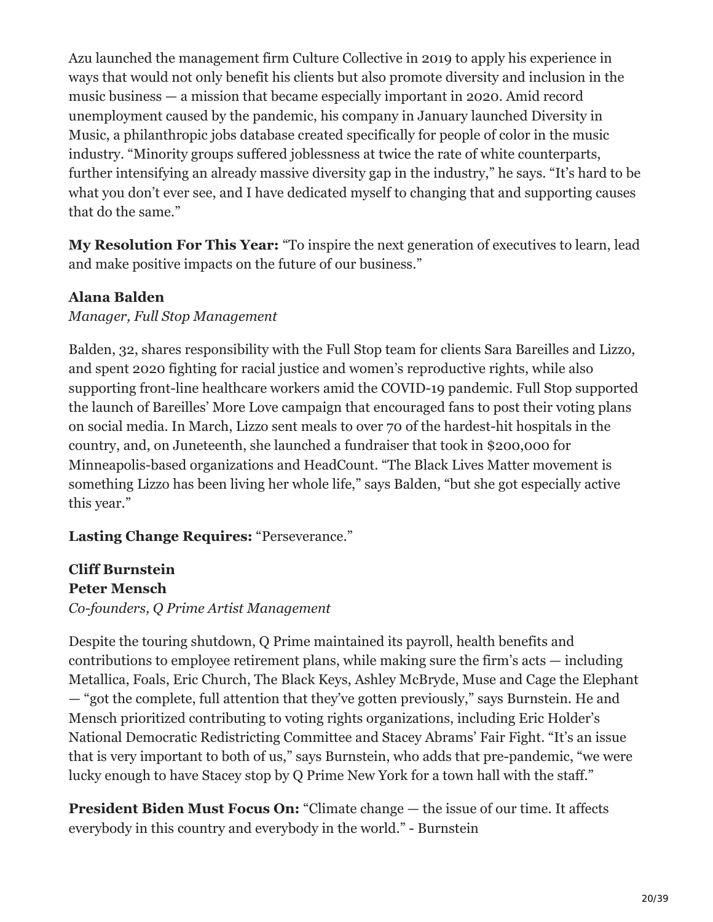Azu launched the management firm Culture Collective in 2019 to apply his experience in ways that would not only benefit his clients but also promote diversity and inclusion in the music business — a mission that became especially important in 2020. Amid record unemployment caused by the pandemic, his company in January launched Diversity in Music, a philanthropic jobs database created specifically for people of color in the music industry. "Minority groups suffered joblessness at twice the rate of white counterparts, further intensifying an already massive diversity gap in the industry," he says. "It's hard to be what you don't ever see, and I have dedicated myself to changing that and supporting causes that do the same."

**My Resolution For This Year:** "To inspire the next generation of executives to learn, lead and make positive impacts on the future of our business."

**Alana Balden**
*Manager, Full Stop Management*

Balden, 32, shares responsibility with the Full Stop team for clients Sara Bareilles and Lizzo, and spent 2020 fighting for racial justice and women's reproductive rights, while also supporting front-line healthcare workers amid the COVID-19 pandemic. Full Stop supported the launch of Bareilles' More Love campaign that encouraged fans to post their voting plans on social media. In March, Lizzo sent meals to over 70 of the hardest-hit hospitals in the country, and, on Juneteenth, she launched a fundraiser that took in $200,000 for Minneapolis-based organizations and HeadCount. "The Black Lives Matter movement is something Lizzo has been living her whole life," says Balden, "but she got especially active this year."

**Lasting Change Requires:** "Perseverance."

**Cliff Burnstein**
**Peter Mensch**
*Co-founders, Q Prime Artist Management*

Despite the touring shutdown, Q Prime maintained its payroll, health benefits and contributions to employee retirement plans, while making sure the firm's acts — including Metallica, Foals, Eric Church, The Black Keys, Ashley McBryde, Muse and Cage the Elephant — "got the complete, full attention that they've gotten previously," says Burnstein. He and Mensch prioritized contributing to voting rights organizations, including Eric Holder's National Democratic Redistricting Committee and Stacey Abrams' Fair Fight. "It's an issue that is very important to both of us," says Burnstein, who adds that pre-pandemic, "we were lucky enough to have Stacey stop by Q Prime New York for a town hall with the staff."

**President Biden Must Focus On:** "Climate change — the issue of our time. It affects everybody in this country and everybody in the world." - Burnstein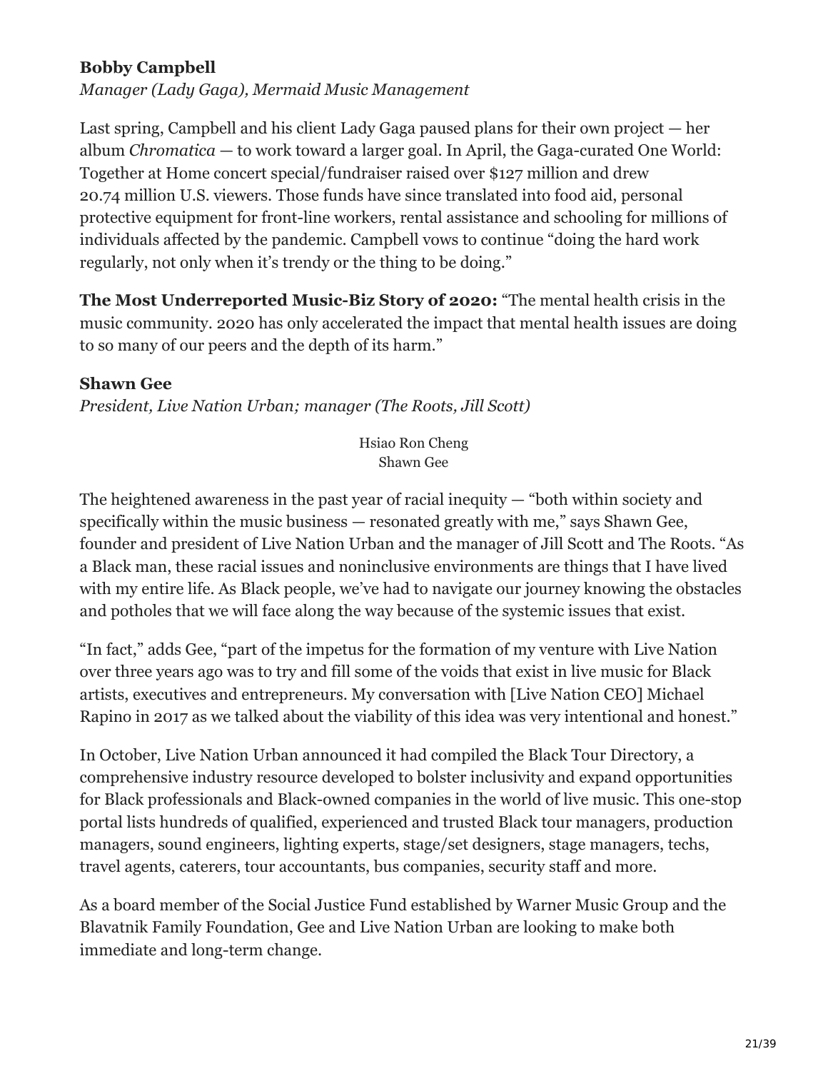**Bobby Campbell**

*Manager (Lady Gaga), Mermaid Music Management*

Last spring, Campbell and his client Lady Gaga paused plans for their own project — her album *Chromatica* — to work toward a larger goal. In April, the Gaga-curated One World: Together at Home concert special/fundraiser raised over $127 million and drew 20.74 million U.S. viewers. Those funds have since translated into food aid, personal protective equipment for front-line workers, rental assistance and schooling for millions of individuals affected by the pandemic. Campbell vows to continue "doing the hard work regularly, not only when it's trendy or the thing to be doing."

**The Most Underreported Music-Biz Story of 2020:** "The mental health crisis in the music community. 2020 has only accelerated the impact that mental health issues are doing to so many of our peers and the depth of its harm."

**Shawn Gee**

*President, Live Nation Urban; manager (The Roots, Jill Scott)*

Hsiao Ron Cheng
Shawn Gee

The heightened awareness in the past year of racial inequity — "both within society and specifically within the music business — resonated greatly with me," says Shawn Gee, founder and president of Live Nation Urban and the manager of Jill Scott and The Roots. "As a Black man, these racial issues and noninclusive environments are things that I have lived with my entire life. As Black people, we've had to navigate our journey knowing the obstacles and potholes that we will face along the way because of the systemic issues that exist.

"In fact," adds Gee, "part of the impetus for the formation of my venture with Live Nation over three years ago was to try and fill some of the voids that exist in live music for Black artists, executives and entrepreneurs. My conversation with [Live Nation CEO] Michael Rapino in 2017 as we talked about the viability of this idea was very intentional and honest."

In October, Live Nation Urban announced it had compiled the Black Tour Directory, a comprehensive industry resource developed to bolster inclusivity and expand opportunities for Black professionals and Black-owned companies in the world of live music. This one-stop portal lists hundreds of qualified, experienced and trusted Black tour managers, production managers, sound engineers, lighting experts, stage/set designers, stage managers, techs, travel agents, caterers, tour accountants, bus companies, security staff and more.

As a board member of the Social Justice Fund established by Warner Music Group and the Blavatnik Family Foundation, Gee and Live Nation Urban are looking to make both immediate and long-term change.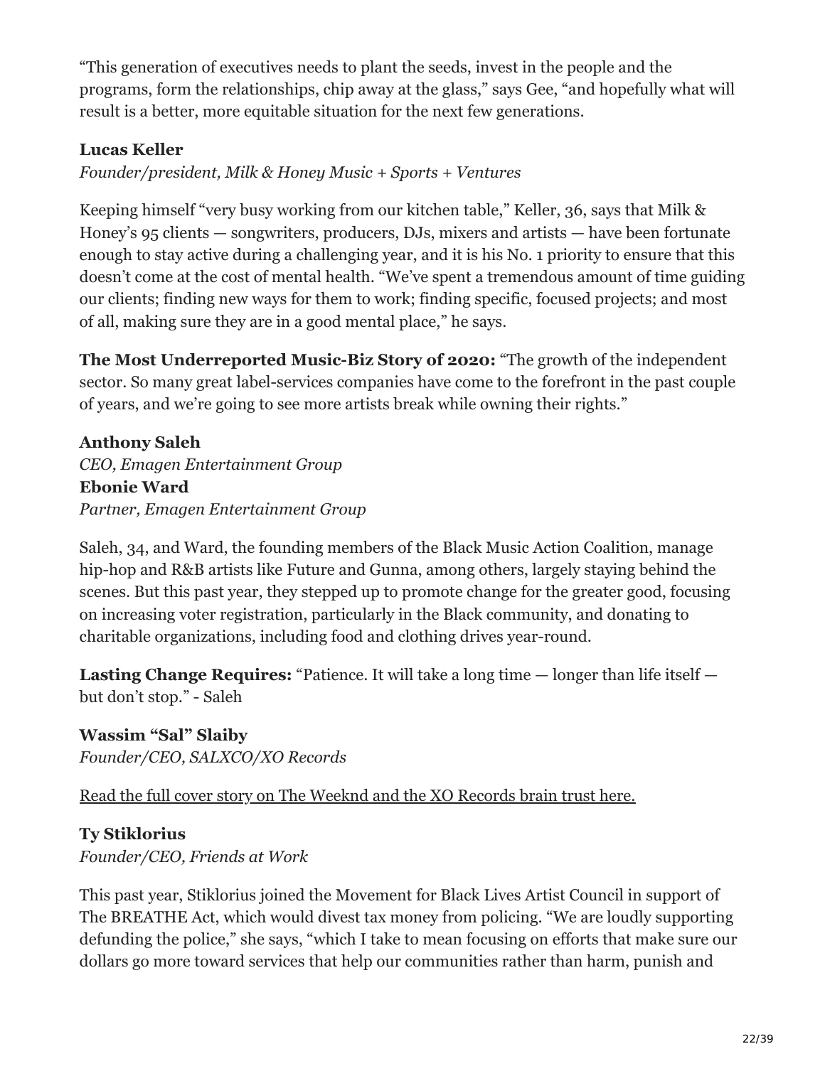“This generation of executives needs to plant the seeds, invest in the people and the programs, form the relationships, chip away at the glass,” says Gee, “and hopefully what will result is a better, more equitable situation for the next few generations.

**Lucas Keller**
*Founder/president, Milk & Honey Music + Sports + Ventures*

Keeping himself “very busy working from our kitchen table,” Keller, 36, says that Milk & Honey’s 95 clients — songwriters, producers, DJs, mixers and artists — have been fortunate enough to stay active during a challenging year, and it is his No. 1 priority to ensure that this doesn’t come at the cost of mental health. “We’ve spent a tremendous amount of time guiding our clients; finding new ways for them to work; finding specific, focused projects; and most of all, making sure they are in a good mental place,” he says.

**The Most Underreported Music-Biz Story of 2020:** “The growth of the independent sector. So many great label-services companies have come to the forefront in the past couple of years, and we’re going to see more artists break while owning their rights.”

**Anthony Saleh**
*CEO, Emagen Entertainment Group*
**Ebonie Ward**
*Partner, Emagen Entertainment Group*

Saleh, 34, and Ward, the founding members of the Black Music Action Coalition, manage hip-hop and R&B artists like Future and Gunna, among others, largely staying behind the scenes. But this past year, they stepped up to promote change for the greater good, focusing on increasing voter registration, particularly in the Black community, and donating to charitable organizations, including food and clothing drives year-round.

**Lasting Change Requires:** “Patience. It will take a long time — longer than life itself — but don’t stop.” - Saleh

**Wassim “Sal” Slaiby**
*Founder/CEO, SALXCO/XO Records*

Read the full cover story on The Weeknd and the XO Records brain trust here.

**Ty Stiklorius**
*Founder/CEO, Friends at Work*

This past year, Stiklorius joined the Movement for Black Lives Artist Council in support of The BREATHE Act, which would divest tax money from policing. “We are loudly supporting defunding the police,” she says, “which I take to mean focusing on efforts that make sure our dollars go more toward services that help our communities rather than harm, punish and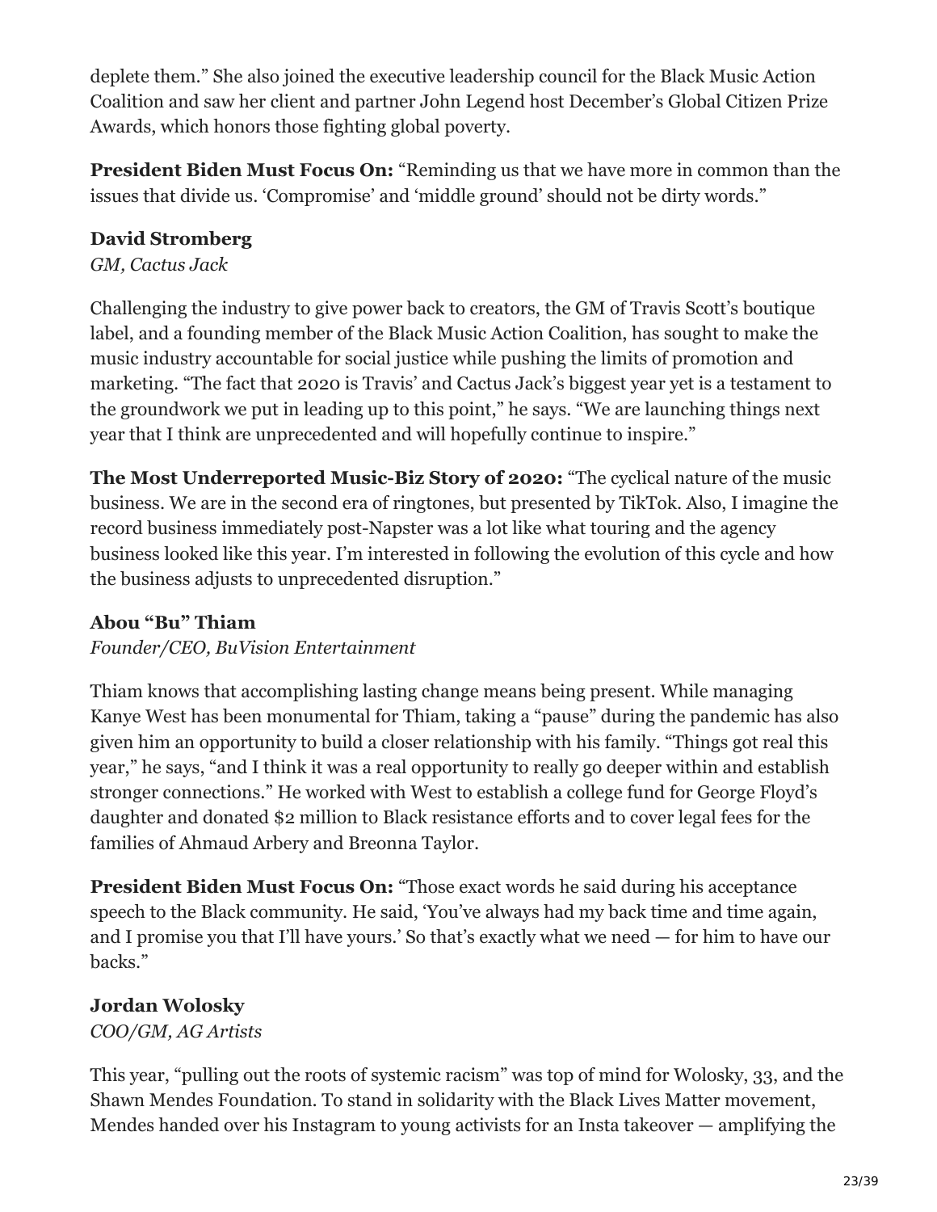deplete them." She also joined the executive leadership council for the Black Music Action Coalition and saw her client and partner John Legend host December's Global Citizen Prize Awards, which honors those fighting global poverty.

**President Biden Must Focus On:** "Reminding us that we have more in common than the issues that divide us. 'Compromise' and 'middle ground' should not be dirty words."

**David Stromberg**
*GM, Cactus Jack*

Challenging the industry to give power back to creators, the GM of Travis Scott's boutique label, and a founding member of the Black Music Action Coalition, has sought to make the music industry accountable for social justice while pushing the limits of promotion and marketing. "The fact that 2020 is Travis' and Cactus Jack's biggest year yet is a testament to the groundwork we put in leading up to this point," he says. "We are launching things next year that I think are unprecedented and will hopefully continue to inspire."

**The Most Underreported Music-Biz Story of 2020:** "The cyclical nature of the music business. We are in the second era of ringtones, but presented by TikTok. Also, I imagine the record business immediately post-Napster was a lot like what touring and the agency business looked like this year. I'm interested in following the evolution of this cycle and how the business adjusts to unprecedented disruption."

**Abou "Bu" Thiam**
*Founder/CEO, BuVision Entertainment*

Thiam knows that accomplishing lasting change means being present. While managing Kanye West has been monumental for Thiam, taking a "pause" during the pandemic has also given him an opportunity to build a closer relationship with his family. "Things got real this year," he says, "and I think it was a real opportunity to really go deeper within and establish stronger connections." He worked with West to establish a college fund for George Floyd's daughter and donated $2 million to Black resistance efforts and to cover legal fees for the families of Ahmaud Arbery and Breonna Taylor.

**President Biden Must Focus On:** "Those exact words he said during his acceptance speech to the Black community. He said, 'You've always had my back time and time again, and I promise you that I'll have yours.' So that's exactly what we need — for him to have our backs."

**Jordan Wolosky**
*COO/GM, AG Artists*

This year, "pulling out the roots of systemic racism" was top of mind for Wolosky, 33, and the Shawn Mendes Foundation. To stand in solidarity with the Black Lives Matter movement, Mendes handed over his Instagram to young activists for an Insta takeover — amplifying the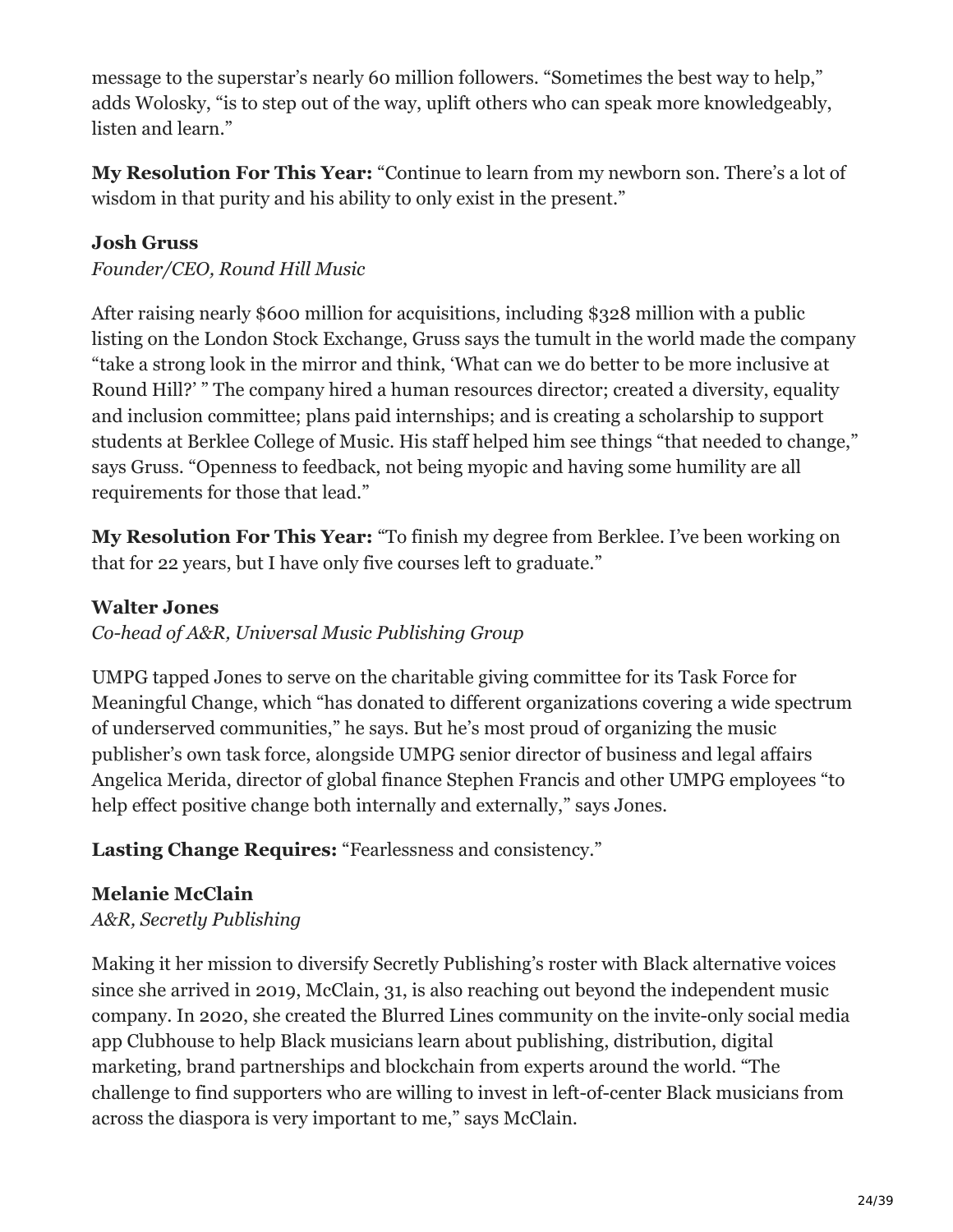message to the superstar's nearly 60 million followers. "Sometimes the best way to help," adds Wolosky, "is to step out of the way, uplift others who can speak more knowledgeably, listen and learn."

**My Resolution For This Year:** "Continue to learn from my newborn son. There's a lot of wisdom in that purity and his ability to only exist in the present."

**Josh Gruss**

*Founder/CEO, Round Hill Music*

After raising nearly $600 million for acquisitions, including $328 million with a public listing on the London Stock Exchange, Gruss says the tumult in the world made the company "take a strong look in the mirror and think, 'What can we do better to be more inclusive at Round Hill?' " The company hired a human resources director; created a diversity, equality and inclusion committee; plans paid internships; and is creating a scholarship to support students at Berklee College of Music. His staff helped him see things "that needed to change," says Gruss. "Openness to feedback, not being myopic and having some humility are all requirements for those that lead."

**My Resolution For This Year:** "To finish my degree from Berklee. I've been working on that for 22 years, but I have only five courses left to graduate."

**Walter Jones**

*Co-head of A&R, Universal Music Publishing Group*

UMPG tapped Jones to serve on the charitable giving committee for its Task Force for Meaningful Change, which "has donated to different organizations covering a wide spectrum of underserved communities," he says. But he's most proud of organizing the music publisher's own task force, alongside UMPG senior director of business and legal affairs Angelica Merida, director of global finance Stephen Francis and other UMPG employees "to help effect positive change both internally and externally," says Jones.

**Lasting Change Requires:** "Fearlessness and consistency."

**Melanie McClain**

*A&R, Secretly Publishing*

Making it her mission to diversify Secretly Publishing's roster with Black alternative voices since she arrived in 2019, McClain, 31, is also reaching out beyond the independent music company. In 2020, she created the Blurred Lines community on the invite-only social media app Clubhouse to help Black musicians learn about publishing, distribution, digital marketing, brand partnerships and blockchain from experts around the world. "The challenge to find supporters who are willing to invest in left-of-center Black musicians from across the diaspora is very important to me," says McClain.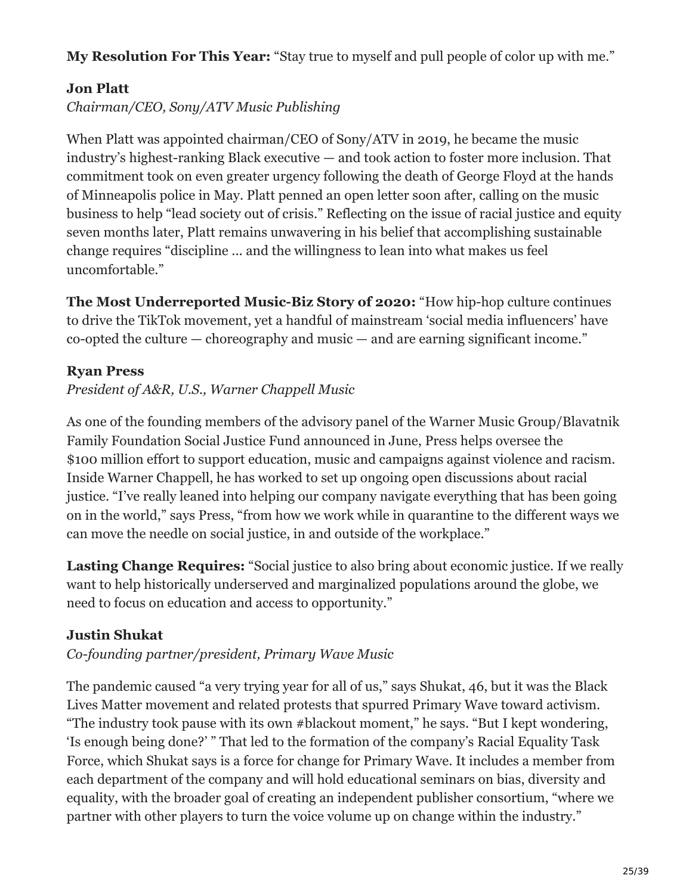**My Resolution For This Year:** "Stay true to myself and pull people of color up with me."

### Jon Platt

*Chairman/CEO, Sony/ATV Music Publishing*

When Platt was appointed chairman/CEO of Sony/ATV in 2019, he became the music industry's highest-ranking Black executive — and took action to foster more inclusion. That commitment took on even greater urgency following the death of George Floyd at the hands of Minneapolis police in May. Platt penned an open letter soon after, calling on the music business to help "lead society out of crisis." Reflecting on the issue of racial justice and equity seven months later, Platt remains unwavering in his belief that accomplishing sustainable change requires "discipline ... and the willingness to lean into what makes us feel uncomfortable."

**The Most Underreported Music-Biz Story of 2020:** "How hip-hop culture continues to drive the TikTok movement, yet a handful of mainstream 'social media influencers' have co-opted the culture — choreography and music — and are earning significant income."

### Ryan Press

*President of A&R, U.S., Warner Chappell Music*

As one of the founding members of the advisory panel of the Warner Music Group/Blavatnik Family Foundation Social Justice Fund announced in June, Press helps oversee the $100 million effort to support education, music and campaigns against violence and racism. Inside Warner Chappell, he has worked to set up ongoing open discussions about racial justice. "I've really leaned into helping our company navigate everything that has been going on in the world," says Press, "from how we work while in quarantine to the different ways we can move the needle on social justice, in and outside of the workplace."

**Lasting Change Requires:** "Social justice to also bring about economic justice. If we really want to help historically underserved and marginalized populations around the globe, we need to focus on education and access to opportunity."

### Justin Shukat

*Co-founding partner/president, Primary Wave Music*

The pandemic caused "a very trying year for all of us," says Shukat, 46, but it was the Black Lives Matter movement and related protests that spurred Primary Wave toward activism. "The industry took pause with its own #blackout moment," he says. "But I kept wondering, 'Is enough being done?' " That led to the formation of the company's Racial Equality Task Force, which Shukat says is a force for change for Primary Wave. It includes a member from each department of the company and will hold educational seminars on bias, diversity and equality, with the broader goal of creating an independent publisher consortium, "where we partner with other players to turn the voice volume up on change within the industry."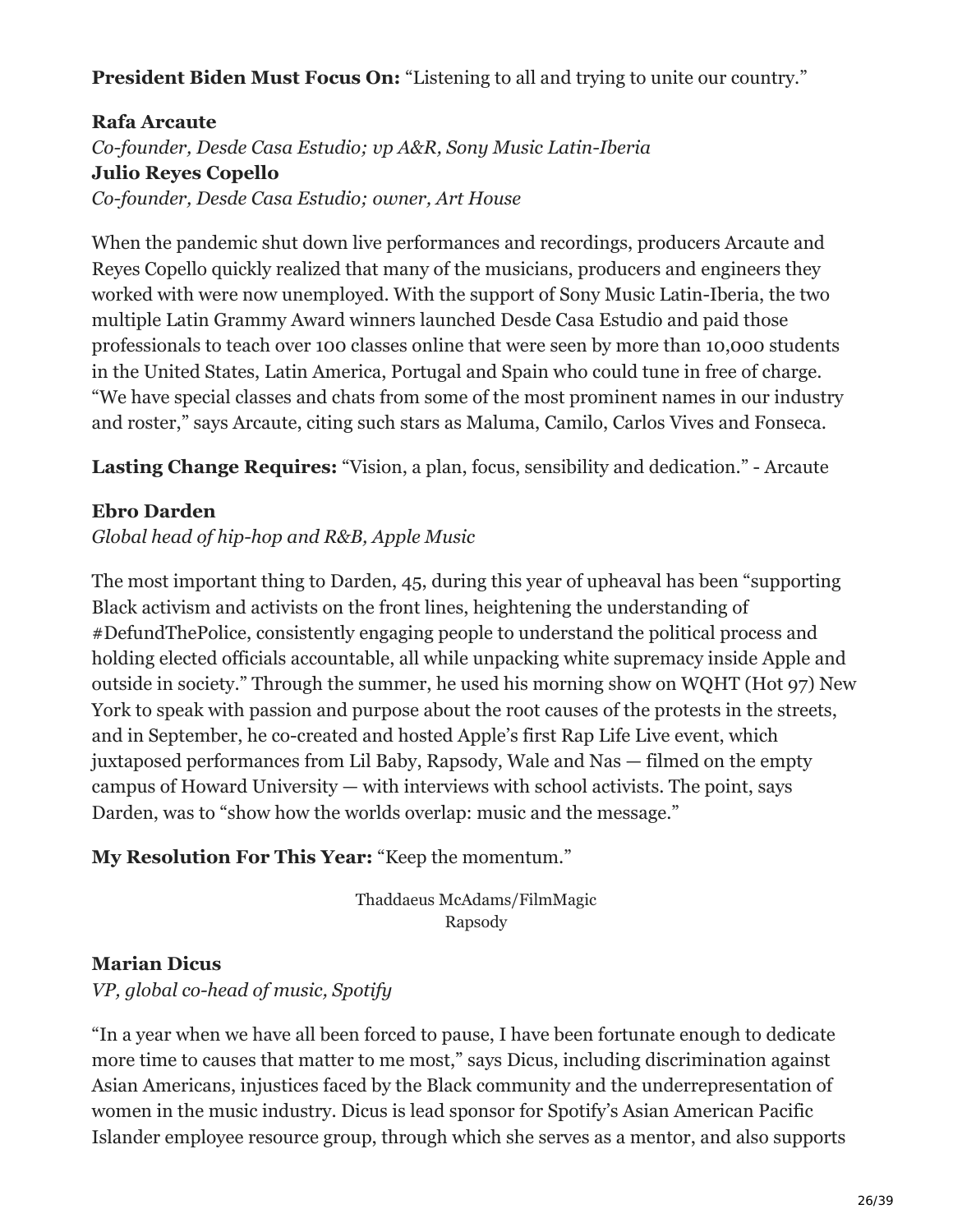**President Biden Must Focus On:** "Listening to all and trying to unite our country."

**Rafa Arcaute**
*Co-founder, Desde Casa Estudio; vp A&R, Sony Music Latin-Iberia*
**Julio Reyes Copello**
*Co-founder, Desde Casa Estudio; owner, Art House*

When the pandemic shut down live performances and recordings, producers Arcaute and Reyes Copello quickly realized that many of the musicians, producers and engineers they worked with were now unemployed. With the support of Sony Music Latin-Iberia, the two multiple Latin Grammy Award winners launched Desde Casa Estudio and paid those professionals to teach over 100 classes online that were seen by more than 10,000 students in the United States, Latin America, Portugal and Spain who could tune in free of charge. "We have special classes and chats from some of the most prominent names in our industry and roster," says Arcaute, citing such stars as Maluma, Camilo, Carlos Vives and Fonseca.

**Lasting Change Requires:** "Vision, a plan, focus, sensibility and dedication." - Arcaute

**Ebro Darden**
*Global head of hip-hop and R&B, Apple Music*

The most important thing to Darden, 45, during this year of upheaval has been "supporting Black activism and activists on the front lines, heightening the understanding of #DefundThePolice, consistently engaging people to understand the political process and holding elected officials accountable, all while unpacking white supremacy inside Apple and outside in society." Through the summer, he used his morning show on WQHT (Hot 97) New York to speak with passion and purpose about the root causes of the protests in the streets, and in September, he co-created and hosted Apple's first Rap Life Live event, which juxtaposed performances from Lil Baby, Rapsody, Wale and Nas — filmed on the empty campus of Howard University — with interviews with school activists. The point, says Darden, was to "show how the worlds overlap: music and the message."

**My Resolution For This Year:** "Keep the momentum."

Thaddaeus McAdams/FilmMagic
Rapsody

**Marian Dicus**
*VP, global co-head of music, Spotify*

"In a year when we have all been forced to pause, I have been fortunate enough to dedicate more time to causes that matter to me most," says Dicus, including discrimination against Asian Americans, injustices faced by the Black community and the underrepresentation of women in the music industry. Dicus is lead sponsor for Spotify's Asian American Pacific Islander employee resource group, through which she serves as a mentor, and also supports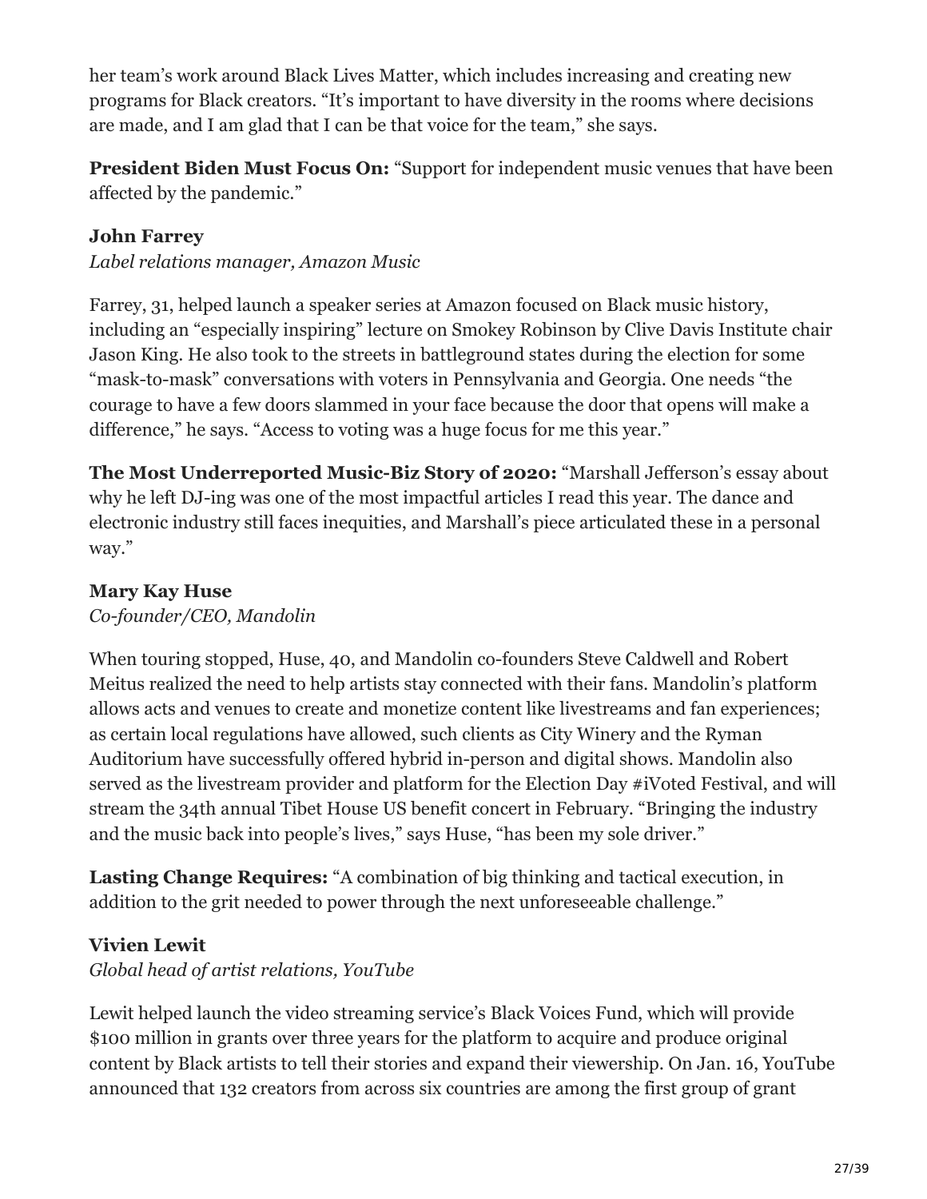her team's work around Black Lives Matter, which includes increasing and creating new programs for Black creators. "It's important to have diversity in the rooms where decisions are made, and I am glad that I can be that voice for the team," she says.

**President Biden Must Focus On:** "Support for independent music venues that have been affected by the pandemic."

**John Farrey**
*Label relations manager, Amazon Music*

Farrey, 31, helped launch a speaker series at Amazon focused on Black music history, including an "especially inspiring" lecture on Smokey Robinson by Clive Davis Institute chair Jason King. He also took to the streets in battleground states during the election for some "mask-to-mask" conversations with voters in Pennsylvania and Georgia. One needs "the courage to have a few doors slammed in your face because the door that opens will make a difference," he says. "Access to voting was a huge focus for me this year."

**The Most Underreported Music-Biz Story of 2020:** "Marshall Jefferson's essay about why he left DJ-ing was one of the most impactful articles I read this year. The dance and electronic industry still faces inequities, and Marshall's piece articulated these in a personal way."

**Mary Kay Huse**
*Co-founder/CEO, Mandolin*

When touring stopped, Huse, 40, and Mandolin co-founders Steve Caldwell and Robert Meitus realized the need to help artists stay connected with their fans. Mandolin's platform allows acts and venues to create and monetize content like livestreams and fan experiences; as certain local regulations have allowed, such clients as City Winery and the Ryman Auditorium have successfully offered hybrid in-person and digital shows. Mandolin also served as the livestream provider and platform for the Election Day #iVoted Festival, and will stream the 34th annual Tibet House US benefit concert in February. "Bringing the industry and the music back into people's lives," says Huse, "has been my sole driver."

**Lasting Change Requires:** "A combination of big thinking and tactical execution, in addition to the grit needed to power through the next unforeseeable challenge."

**Vivien Lewit**
*Global head of artist relations, YouTube*

Lewit helped launch the video streaming service's Black Voices Fund, which will provide $100 million in grants over three years for the platform to acquire and produce original content by Black artists to tell their stories and expand their viewership. On Jan. 16, YouTube announced that 132 creators from across six countries are among the first group of grant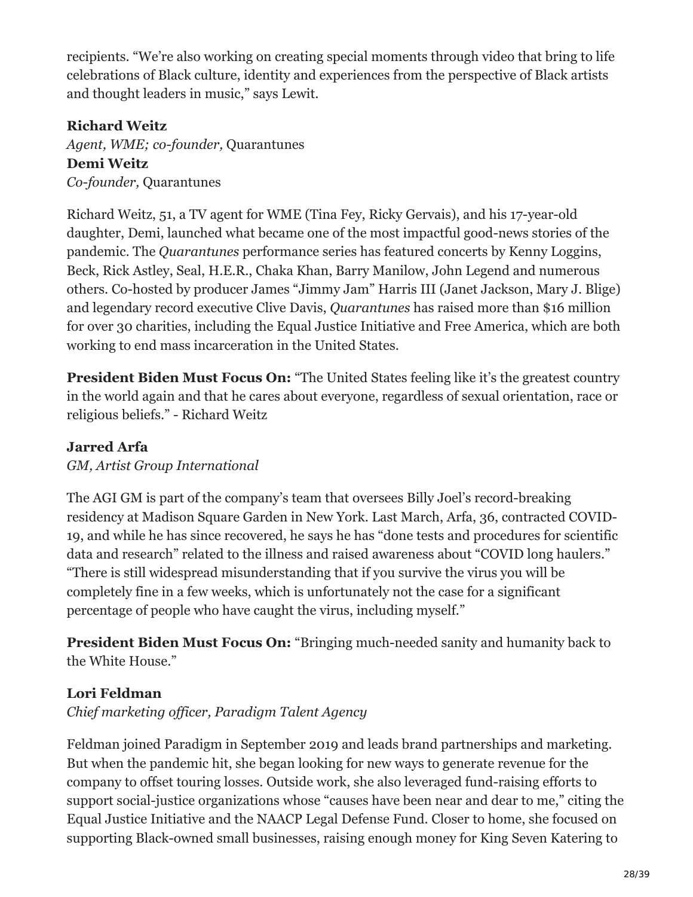recipients. "We're also working on creating special moments through video that bring to life celebrations of Black culture, identity and experiences from the perspective of Black artists and thought leaders in music," says Lewit.

**Richard Weitz**
*Agent, WME; co-founder,* Quarantunes
**Demi Weitz**
*Co-founder,* Quarantunes

Richard Weitz, 51, a TV agent for WME (Tina Fey, Ricky Gervais), and his 17-year-old daughter, Demi, launched what became one of the most impactful good-news stories of the pandemic. The *Quarantunes* performance series has featured concerts by Kenny Loggins, Beck, Rick Astley, Seal, H.E.R., Chaka Khan, Barry Manilow, John Legend and numerous others. Co-hosted by producer James "Jimmy Jam" Harris III (Janet Jackson, Mary J. Blige) and legendary record executive Clive Davis, *Quarantunes* has raised more than $16 million for over 30 charities, including the Equal Justice Initiative and Free America, which are both working to end mass incarceration in the United States.

**President Biden Must Focus On:** "The United States feeling like it's the greatest country in the world again and that he cares about everyone, regardless of sexual orientation, race or religious beliefs." - Richard Weitz

**Jarred Arfa**
*GM, Artist Group International*

The AGI GM is part of the company's team that oversees Billy Joel's record-breaking residency at Madison Square Garden in New York. Last March, Arfa, 36, contracted COVID-19, and while he has since recovered, he says he has "done tests and procedures for scientific data and research" related to the illness and raised awareness about "COVID long haulers." "There is still widespread misunderstanding that if you survive the virus you will be completely fine in a few weeks, which is unfortunately not the case for a significant percentage of people who have caught the virus, including myself."

**President Biden Must Focus On:** "Bringing much-needed sanity and humanity back to the White House."

**Lori Feldman**
*Chief marketing officer, Paradigm Talent Agency*

Feldman joined Paradigm in September 2019 and leads brand partnerships and marketing. But when the pandemic hit, she began looking for new ways to generate revenue for the company to offset touring losses. Outside work, she also leveraged fund-raising efforts to support social-justice organizations whose "causes have been near and dear to me," citing the Equal Justice Initiative and the NAACP Legal Defense Fund. Closer to home, she focused on supporting Black-owned small businesses, raising enough money for King Seven Katering to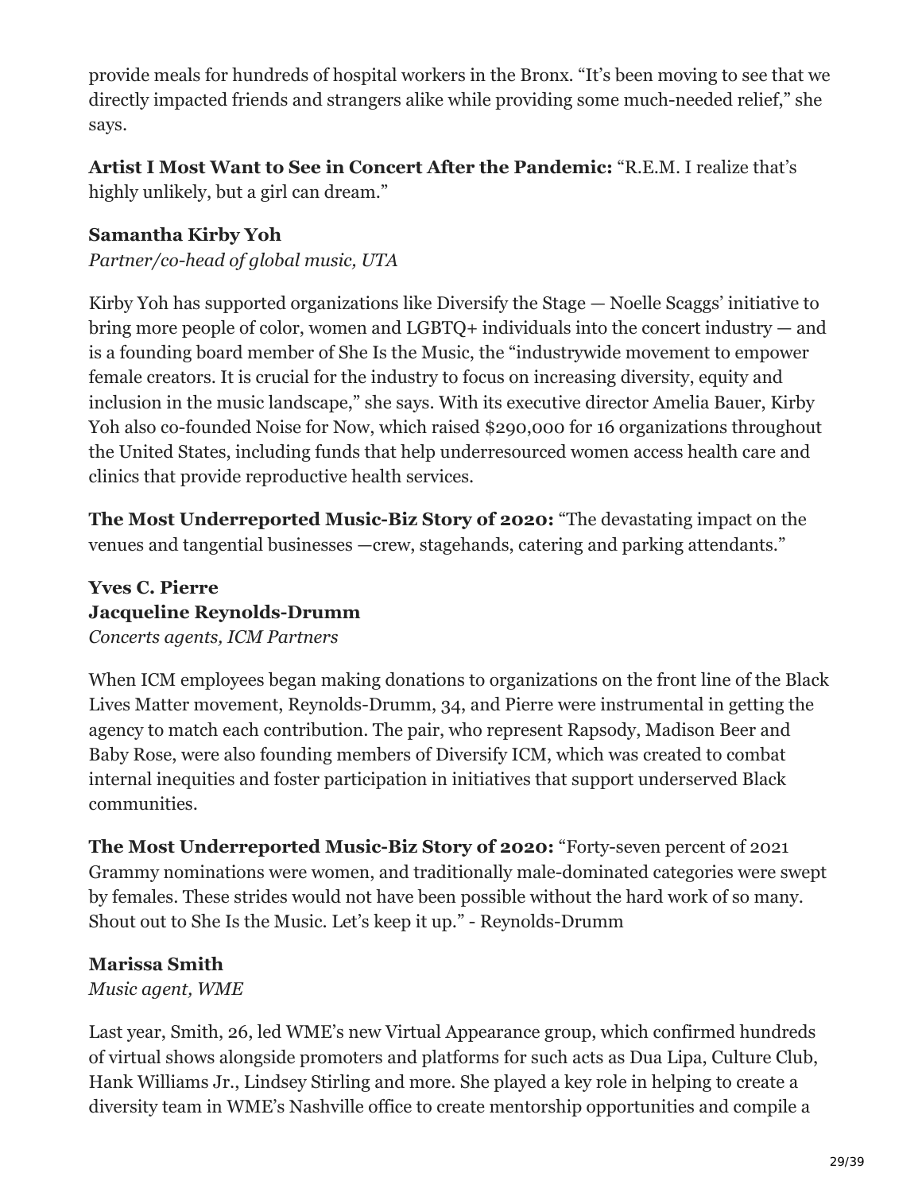provide meals for hundreds of hospital workers in the Bronx. "It's been moving to see that we directly impacted friends and strangers alike while providing some much-needed relief," she says.

**Artist I Most Want to See in Concert After the Pandemic:** "R.E.M. I realize that's highly unlikely, but a girl can dream."

**Samantha Kirby Yoh**
*Partner/co-head of global music, UTA*

Kirby Yoh has supported organizations like Diversify the Stage — Noelle Scaggs' initiative to bring more people of color, women and LGBTQ+ individuals into the concert industry — and is a founding board member of She Is the Music, the "industrywide movement to empower female creators. It is crucial for the industry to focus on increasing diversity, equity and inclusion in the music landscape," she says. With its executive director Amelia Bauer, Kirby Yoh also co-founded Noise for Now, which raised $290,000 for 16 organizations throughout the United States, including funds that help underresourced women access health care and clinics that provide reproductive health services.

**The Most Underreported Music-Biz Story of 2020:** "The devastating impact on the venues and tangential businesses —crew, stagehands, catering and parking attendants."

**Yves C. Pierre**
**Jacqueline Reynolds-Drumm**
*Concerts agents, ICM Partners*

When ICM employees began making donations to organizations on the front line of the Black Lives Matter movement, Reynolds-Drumm, 34, and Pierre were instrumental in getting the agency to match each contribution. The pair, who represent Rapsody, Madison Beer and Baby Rose, were also founding members of Diversify ICM, which was created to combat internal inequities and foster participation in initiatives that support underserved Black communities.

**The Most Underreported Music-Biz Story of 2020:** "Forty-seven percent of 2021 Grammy nominations were women, and traditionally male-dominated categories were swept by females. These strides would not have been possible without the hard work of so many. Shout out to She Is the Music. Let's keep it up." - Reynolds-Drumm

**Marissa Smith**
*Music agent, WME*

Last year, Smith, 26, led WME's new Virtual Appearance group, which confirmed hundreds of virtual shows alongside promoters and platforms for such acts as Dua Lipa, Culture Club, Hank Williams Jr., Lindsey Stirling and more. She played a key role in helping to create a diversity team in WME's Nashville office to create mentorship opportunities and compile a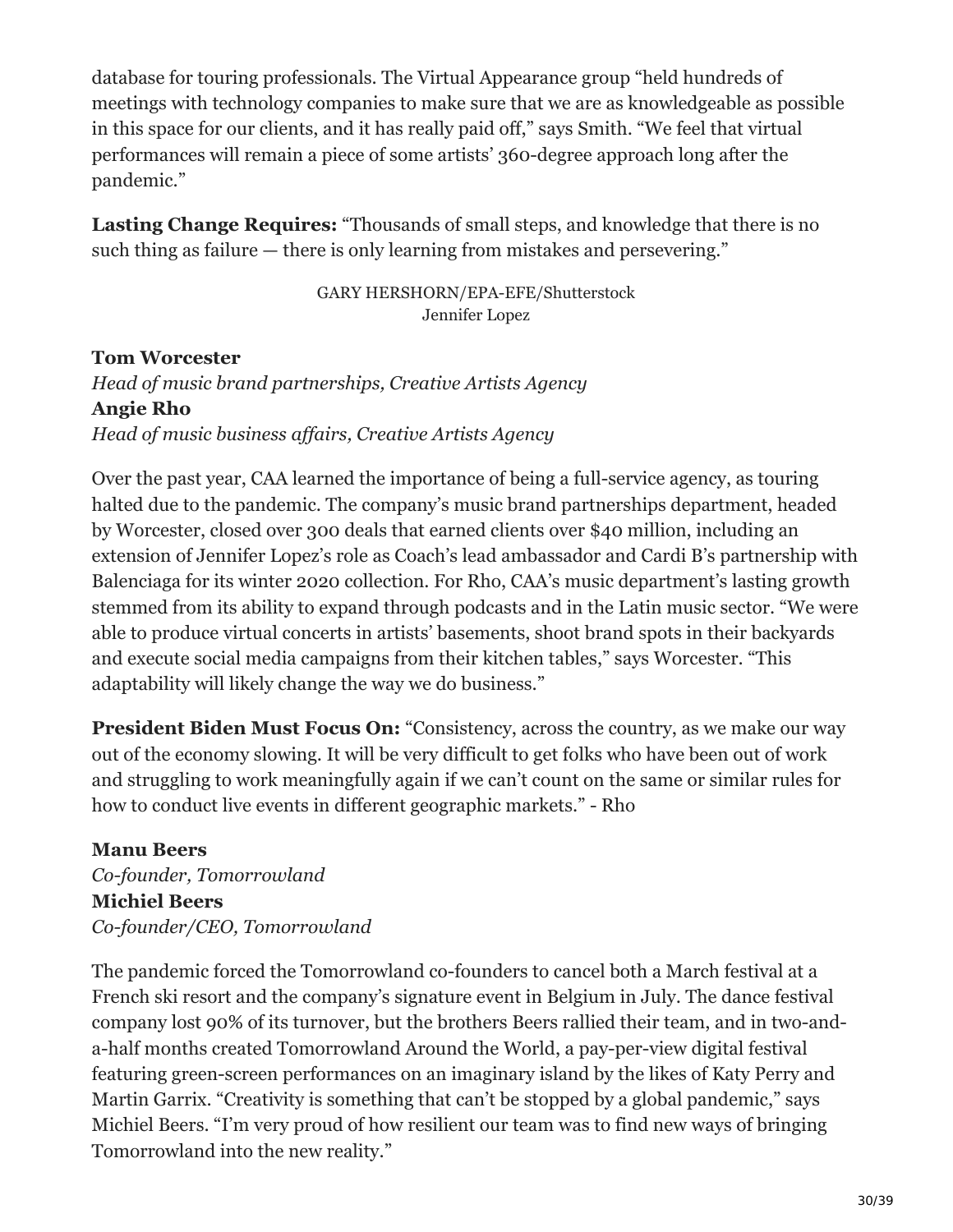database for touring professionals. The Virtual Appearance group "held hundreds of meetings with technology companies to make sure that we are as knowledgeable as possible in this space for our clients, and it has really paid off," says Smith. "We feel that virtual performances will remain a piece of some artists' 360-degree approach long after the pandemic."

**Lasting Change Requires:** "Thousands of small steps, and knowledge that there is no such thing as failure — there is only learning from mistakes and persevering."

GARY HERSHORN/EPA-EFE/Shutterstock
Jennifer Lopez

**Tom Worcester**
*Head of music brand partnerships, Creative Artists Agency*
**Angie Rho**
*Head of music business affairs, Creative Artists Agency*

Over the past year, CAA learned the importance of being a full-service agency, as touring halted due to the pandemic. The company's music brand partnerships department, headed by Worcester, closed over 300 deals that earned clients over $40 million, including an extension of Jennifer Lopez's role as Coach's lead ambassador and Cardi B's partnership with Balenciaga for its winter 2020 collection. For Rho, CAA's music department's lasting growth stemmed from its ability to expand through podcasts and in the Latin music sector. "We were able to produce virtual concerts in artists' basements, shoot brand spots in their backyards and execute social media campaigns from their kitchen tables," says Worcester. "This adaptability will likely change the way we do business."

**President Biden Must Focus On:** "Consistency, across the country, as we make our way out of the economy slowing. It will be very difficult to get folks who have been out of work and struggling to work meaningfully again if we can't count on the same or similar rules for how to conduct live events in different geographic markets." - Rho

**Manu Beers**
*Co-founder, Tomorrowland*
**Michiel Beers**
*Co-founder/CEO, Tomorrowland*

The pandemic forced the Tomorrowland co-founders to cancel both a March festival at a French ski resort and the company's signature event in Belgium in July. The dance festival company lost 90% of its turnover, but the brothers Beers rallied their team, and in two-and-a-half months created Tomorrowland Around the World, a pay-per-view digital festival featuring green-screen performances on an imaginary island by the likes of Katy Perry and Martin Garrix. "Creativity is something that can't be stopped by a global pandemic," says Michiel Beers. "I'm very proud of how resilient our team was to find new ways of bringing Tomorrowland into the new reality."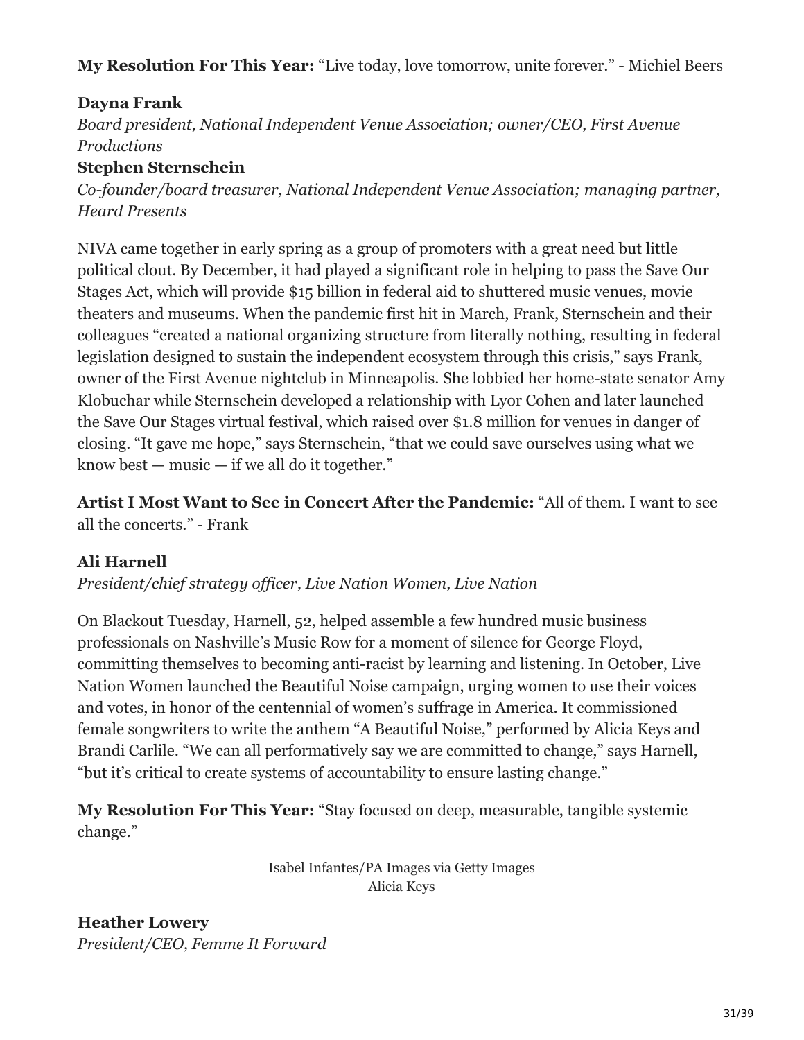**My Resolution For This Year:** "Live today, love tomorrow, unite forever." - Michiel Beers

**Dayna Frank**
*Board president, National Independent Venue Association; owner/CEO, First Avenue Productions*
**Stephen Sternschein**
*Co-founder/board treasurer, National Independent Venue Association; managing partner, Heard Presents*

NIVA came together in early spring as a group of promoters with a great need but little political clout. By December, it had played a significant role in helping to pass the Save Our Stages Act, which will provide $15 billion in federal aid to shuttered music venues, movie theaters and museums. When the pandemic first hit in March, Frank, Sternschein and their colleagues "created a national organizing structure from literally nothing, resulting in federal legislation designed to sustain the independent ecosystem through this crisis," says Frank, owner of the First Avenue nightclub in Minneapolis. She lobbied her home-state senator Amy Klobuchar while Sternschein developed a relationship with Lyor Cohen and later launched the Save Our Stages virtual festival, which raised over $1.8 million for venues in danger of closing. "It gave me hope," says Sternschein, "that we could save ourselves using what we know best — music — if we all do it together."

**Artist I Most Want to See in Concert After the Pandemic:** "All of them. I want to see all the concerts." - Frank

**Ali Harnell**
*President/chief strategy officer, Live Nation Women, Live Nation*

On Blackout Tuesday, Harnell, 52, helped assemble a few hundred music business professionals on Nashville's Music Row for a moment of silence for George Floyd, committing themselves to becoming anti-racist by learning and listening. In October, Live Nation Women launched the Beautiful Noise campaign, urging women to use their voices and votes, in honor of the centennial of women's suffrage in America. It commissioned female songwriters to write the anthem "A Beautiful Noise," performed by Alicia Keys and Brandi Carlile. "We can all performatively say we are committed to change," says Harnell, "but it's critical to create systems of accountability to ensure lasting change."

**My Resolution For This Year:** "Stay focused on deep, measurable, tangible systemic change."

Isabel Infantes/PA Images via Getty Images
Alicia Keys

**Heather Lowery**
*President/CEO, Femme It Forward*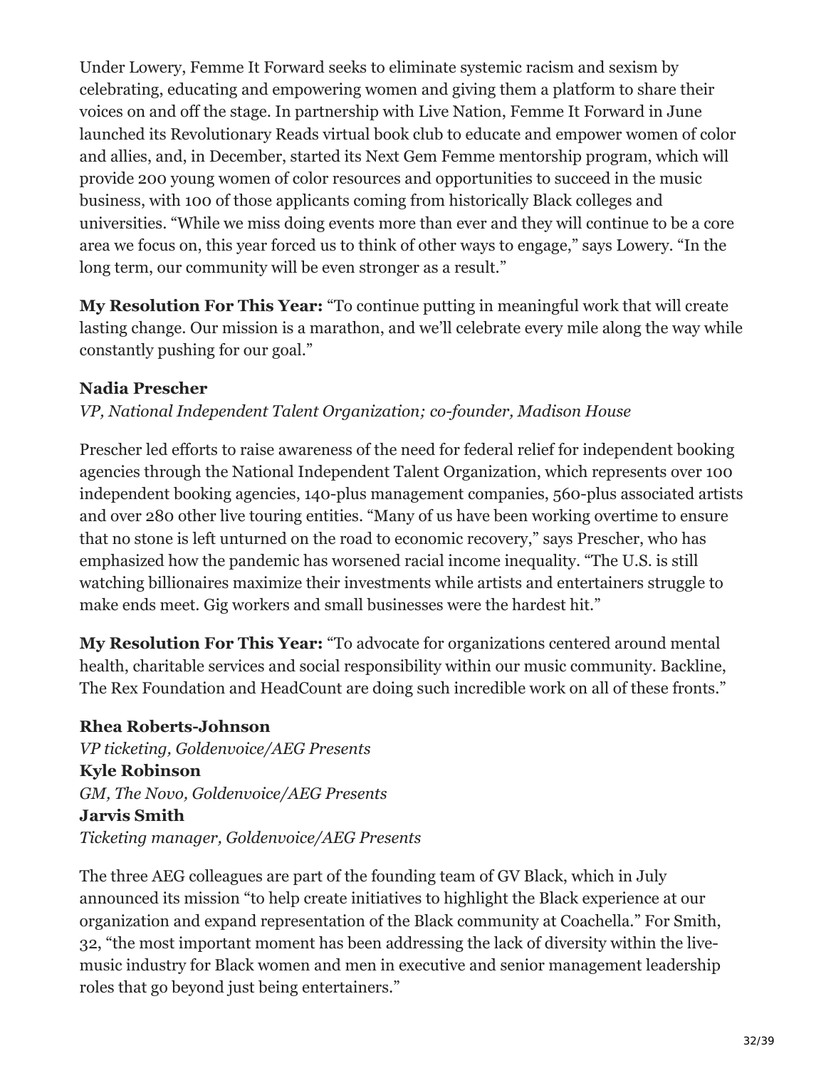Under Lowery, Femme It Forward seeks to eliminate systemic racism and sexism by celebrating, educating and empowering women and giving them a platform to share their voices on and off the stage. In partnership with Live Nation, Femme It Forward in June launched its Revolutionary Reads virtual book club to educate and empower women of color and allies, and, in December, started its Next Gem Femme mentorship program, which will provide 200 young women of color resources and opportunities to succeed in the music business, with 100 of those applicants coming from historically Black colleges and universities. "While we miss doing events more than ever and they will continue to be a core area we focus on, this year forced us to think of other ways to engage," says Lowery. "In the long term, our community will be even stronger as a result."

**My Resolution For This Year:** "To continue putting in meaningful work that will create lasting change. Our mission is a marathon, and we'll celebrate every mile along the way while constantly pushing for our goal."

**Nadia Prescher**
*VP, National Independent Talent Organization; co-founder, Madison House*

Prescher led efforts to raise awareness of the need for federal relief for independent booking agencies through the National Independent Talent Organization, which represents over 100 independent booking agencies, 140-plus management companies, 560-plus associated artists and over 280 other live touring entities. "Many of us have been working overtime to ensure that no stone is left unturned on the road to economic recovery," says Prescher, who has emphasized how the pandemic has worsened racial income inequality. "The U.S. is still watching billionaires maximize their investments while artists and entertainers struggle to make ends meet. Gig workers and small businesses were the hardest hit."

**My Resolution For This Year:** "To advocate for organizations centered around mental health, charitable services and social responsibility within our music community. Backline, The Rex Foundation and HeadCount are doing such incredible work on all of these fronts."

**Rhea Roberts-Johnson**
*VP ticketing, Goldenvoice/AEG Presents*
**Kyle Robinson**
*GM, The Novo, Goldenvoice/AEG Presents*
**Jarvis Smith**
*Ticketing manager, Goldenvoice/AEG Presents*

The three AEG colleagues are part of the founding team of GV Black, which in July announced its mission "to help create initiatives to highlight the Black experience at our organization and expand representation of the Black community at Coachella." For Smith, 32, "the most important moment has been addressing the lack of diversity within the live-music industry for Black women and men in executive and senior management leadership roles that go beyond just being entertainers."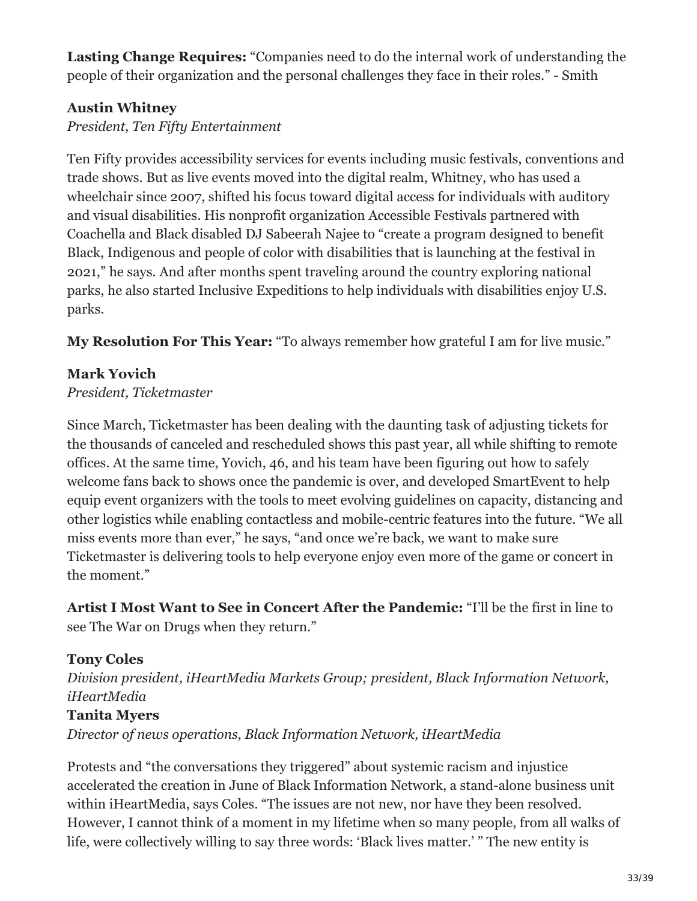**Lasting Change Requires:** "Companies need to do the internal work of understanding the people of their organization and the personal challenges they face in their roles." - Smith

**Austin Whitney**

*President, Ten Fifty Entertainment*

Ten Fifty provides accessibility services for events including music festivals, conventions and trade shows. But as live events moved into the digital realm, Whitney, who has used a wheelchair since 2007, shifted his focus toward digital access for individuals with auditory and visual disabilities. His nonprofit organization Accessible Festivals partnered with Coachella and Black disabled DJ Sabeerah Najee to "create a program designed to benefit Black, Indigenous and people of color with disabilities that is launching at the festival in 2021," he says. And after months spent traveling around the country exploring national parks, he also started Inclusive Expeditions to help individuals with disabilities enjoy U.S. parks.

**My Resolution For This Year:** "To always remember how grateful I am for live music."

**Mark Yovich**

*President, Ticketmaster*

Since March, Ticketmaster has been dealing with the daunting task of adjusting tickets for the thousands of canceled and rescheduled shows this past year, all while shifting to remote offices. At the same time, Yovich, 46, and his team have been figuring out how to safely welcome fans back to shows once the pandemic is over, and developed SmartEvent to help equip event organizers with the tools to meet evolving guidelines on capacity, distancing and other logistics while enabling contactless and mobile-centric features into the future. "We all miss events more than ever," he says, "and once we're back, we want to make sure Ticketmaster is delivering tools to help everyone enjoy even more of the game or concert in the moment."

**Artist I Most Want to See in Concert After the Pandemic:** "I'll be the first in line to see The War on Drugs when they return."

**Tony Coles**

*Division president, iHeartMedia Markets Group; president, Black Information Network, iHeartMedia*

**Tanita Myers**

*Director of news operations, Black Information Network, iHeartMedia*

Protests and "the conversations they triggered" about systemic racism and injustice accelerated the creation in June of Black Information Network, a stand-alone business unit within iHeartMedia, says Coles. "The issues are not new, nor have they been resolved. However, I cannot think of a moment in my lifetime when so many people, from all walks of life, were collectively willing to say three words: 'Black lives matter.' " The new entity is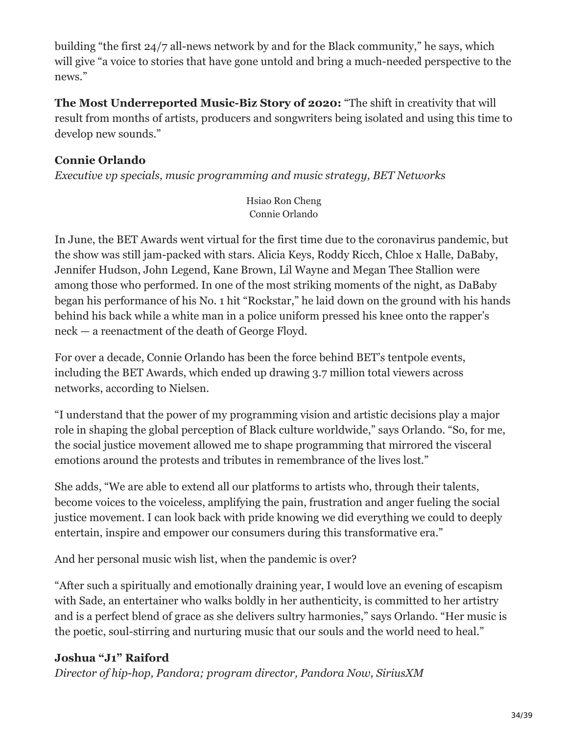building “the first 24/7 all-news network by and for the Black community,” he says, which will give “a voice to stories that have gone untold and bring a much-needed perspective to the news.”

**The Most Underreported Music-Biz Story of 2020:** “The shift in creativity that will result from months of artists, producers and songwriters being isolated and using this time to develop new sounds.”

**Connie Orlando**

*Executive vp specials, music programming and music strategy, BET Networks*

Hsiao Ron Cheng
Connie Orlando

In June, the BET Awards went virtual for the first time due to the coronavirus pandemic, but the show was still jam-packed with stars. Alicia Keys, Roddy Ricch, Chloe x Halle, DaBaby, Jennifer Hudson, John Legend, Kane Brown, Lil Wayne and Megan Thee Stallion were among those who performed. In one of the most striking moments of the night, as DaBaby began his performance of his No. 1 hit “Rockstar,” he laid down on the ground with his hands behind his back while a white man in a police uniform pressed his knee onto the rapper’s neck — a reenactment of the death of George Floyd.

For over a decade, Connie Orlando has been the force behind BET’s tentpole events, including the BET Awards, which ended up drawing 3.7 million total viewers across networks, according to Nielsen.

“I understand that the power of my programming vision and artistic decisions play a major role in shaping the global perception of Black culture worldwide,” says Orlando. “So, for me, the social justice movement allowed me to shape programming that mirrored the visceral emotions around the protests and tributes in remembrance of the lives lost.”

She adds, “We are able to extend all our platforms to artists who, through their talents, become voices to the voiceless, amplifying the pain, frustration and anger fueling the social justice movement. I can look back with pride knowing we did everything we could to deeply entertain, inspire and empower our consumers during this transformative era.”

And her personal music wish list, when the pandemic is over?

“After such a spiritually and emotionally draining year, I would love an evening of escapism with Sade, an entertainer who walks boldly in her authenticity, is committed to her artistry and is a perfect blend of grace as she delivers sultry harmonies,” says Orlando. “Her music is the poetic, soul-stirring and nurturing music that our souls and the world need to heal.”

**Joshua “J1” Raiford**

*Director of hip-hop, Pandora; program director, Pandora Now, SiriusXM*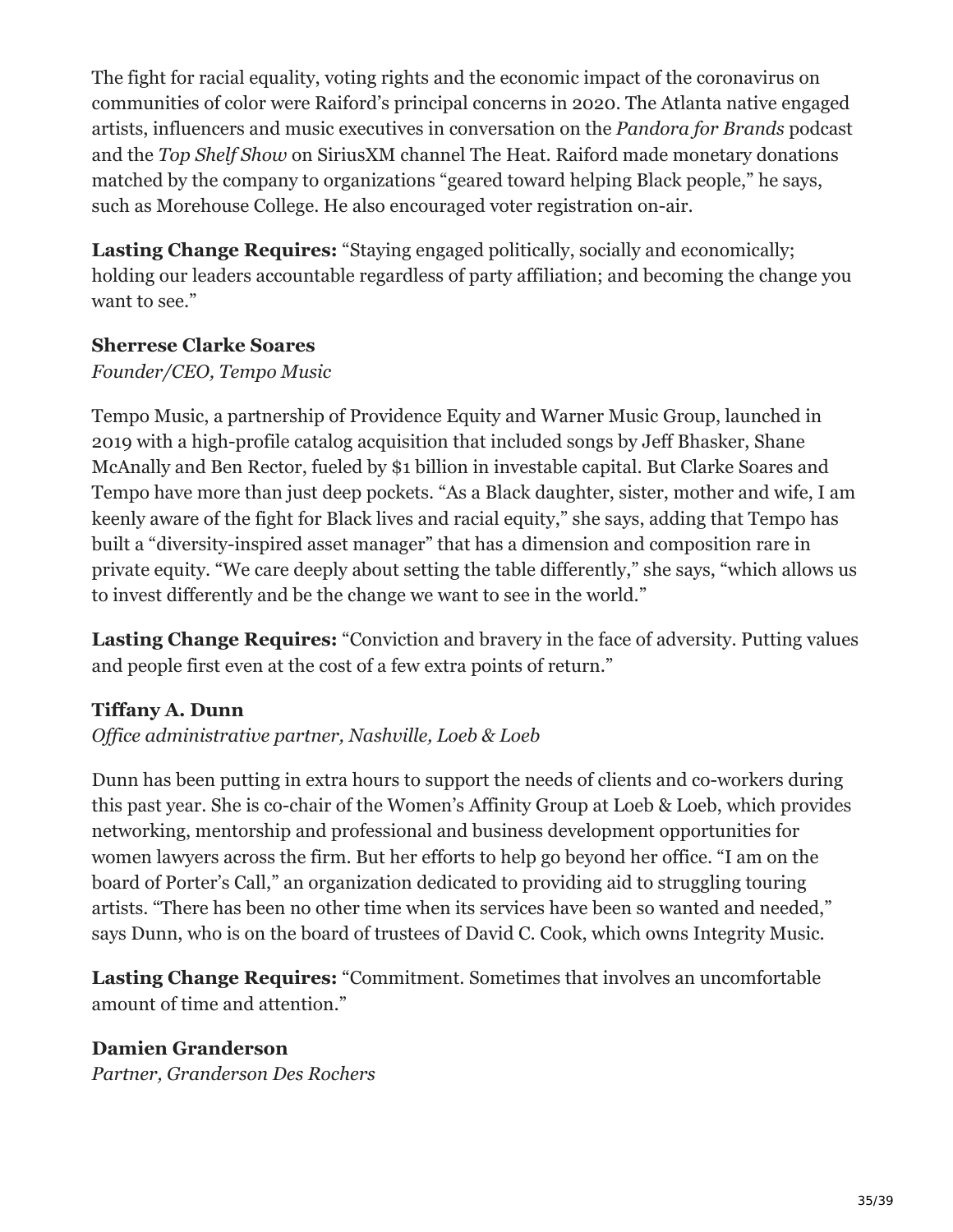The fight for racial equality, voting rights and the economic impact of the coronavirus on communities of color were Raiford's principal concerns in 2020. The Atlanta native engaged artists, influencers and music executives in conversation on the *Pandora for Brands* podcast and the *Top Shelf Show* on SiriusXM channel The Heat. Raiford made monetary donations matched by the company to organizations "geared toward helping Black people," he says, such as Morehouse College. He also encouraged voter registration on-air.

**Lasting Change Requires:** "Staying engaged politically, socially and economically; holding our leaders accountable regardless of party affiliation; and becoming the change you want to see."

**Sherrese Clarke Soares**
*Founder/CEO, Tempo Music*

Tempo Music, a partnership of Providence Equity and Warner Music Group, launched in 2019 with a high-profile catalog acquisition that included songs by Jeff Bhasker, Shane McAnally and Ben Rector, fueled by $1 billion in investable capital. But Clarke Soares and Tempo have more than just deep pockets. "As a Black daughter, sister, mother and wife, I am keenly aware of the fight for Black lives and racial equity," she says, adding that Tempo has built a "diversity-inspired asset manager" that has a dimension and composition rare in private equity. "We care deeply about setting the table differently," she says, "which allows us to invest differently and be the change we want to see in the world."

**Lasting Change Requires:** "Conviction and bravery in the face of adversity. Putting values and people first even at the cost of a few extra points of return."

**Tiffany A. Dunn**
*Office administrative partner, Nashville, Loeb & Loeb*

Dunn has been putting in extra hours to support the needs of clients and co-workers during this past year. She is co-chair of the Women's Affinity Group at Loeb & Loeb, which provides networking, mentorship and professional and business development opportunities for women lawyers across the firm. But her efforts to help go beyond her office. "I am on the board of Porter's Call," an organization dedicated to providing aid to struggling touring artists. "There has been no other time when its services have been so wanted and needed," says Dunn, who is on the board of trustees of David C. Cook, which owns Integrity Music.

**Lasting Change Requires:** "Commitment. Sometimes that involves an uncomfortable amount of time and attention."

**Damien Granderson**
*Partner, Granderson Des Rochers*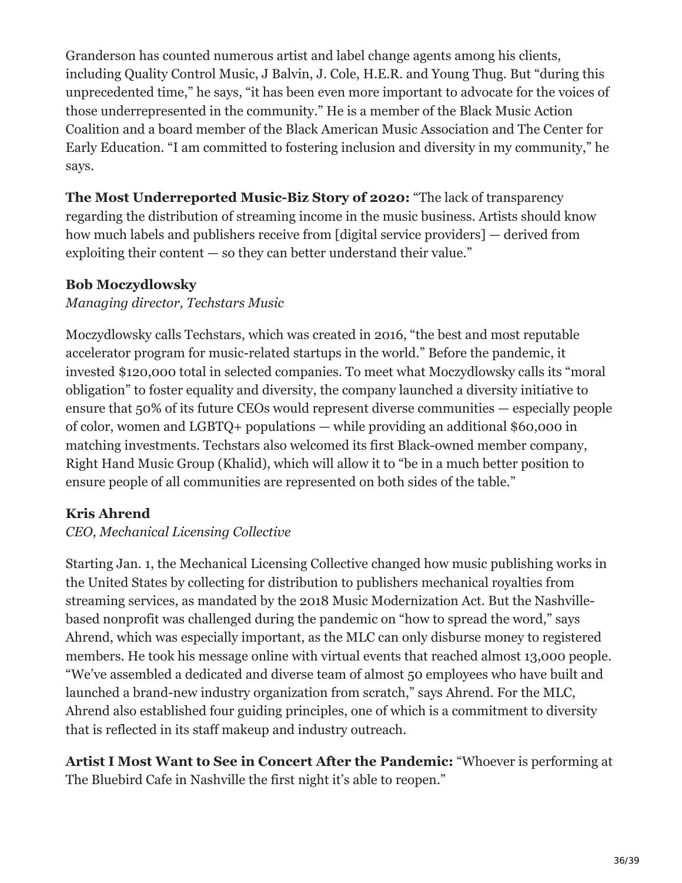Granderson has counted numerous artist and label change agents among his clients, including Quality Control Music, J Balvin, J. Cole, H.E.R. and Young Thug. But "during this unprecedented time," he says, "it has been even more important to advocate for the voices of those underrepresented in the community." He is a member of the Black Music Action Coalition and a board member of the Black American Music Association and The Center for Early Education. "I am committed to fostering inclusion and diversity in my community," he says.

**The Most Underreported Music-Biz Story of 2020:** "The lack of transparency regarding the distribution of streaming income in the music business. Artists should know how much labels and publishers receive from [digital service providers] — derived from exploiting their content — so they can better understand their value."

**Bob Moczydlowsky**

*Managing director, Techstars Music*

Moczydlowsky calls Techstars, which was created in 2016, "the best and most reputable accelerator program for music-related startups in the world." Before the pandemic, it invested $120,000 total in selected companies. To meet what Moczydlowsky calls its "moral obligation" to foster equality and diversity, the company launched a diversity initiative to ensure that 50% of its future CEOs would represent diverse communities — especially people of color, women and LGBTQ+ populations — while providing an additional $60,000 in matching investments. Techstars also welcomed its first Black-owned member company, Right Hand Music Group (Khalid), which will allow it to "be in a much better position to ensure people of all communities are represented on both sides of the table."

**Kris Ahrend**

*CEO, Mechanical Licensing Collective*

Starting Jan. 1, the Mechanical Licensing Collective changed how music publishing works in the United States by collecting for distribution to publishers mechanical royalties from streaming services, as mandated by the 2018 Music Modernization Act. But the Nashville-based nonprofit was challenged during the pandemic on "how to spread the word," says Ahrend, which was especially important, as the MLC can only disburse money to registered members. He took his message online with virtual events that reached almost 13,000 people. "We've assembled a dedicated and diverse team of almost 50 employees who have built and launched a brand-new industry organization from scratch," says Ahrend. For the MLC, Ahrend also established four guiding principles, one of which is a commitment to diversity that is reflected in its staff makeup and industry outreach.

**Artist I Most Want to See in Concert After the Pandemic:** "Whoever is performing at The Bluebird Cafe in Nashville the first night it's able to reopen."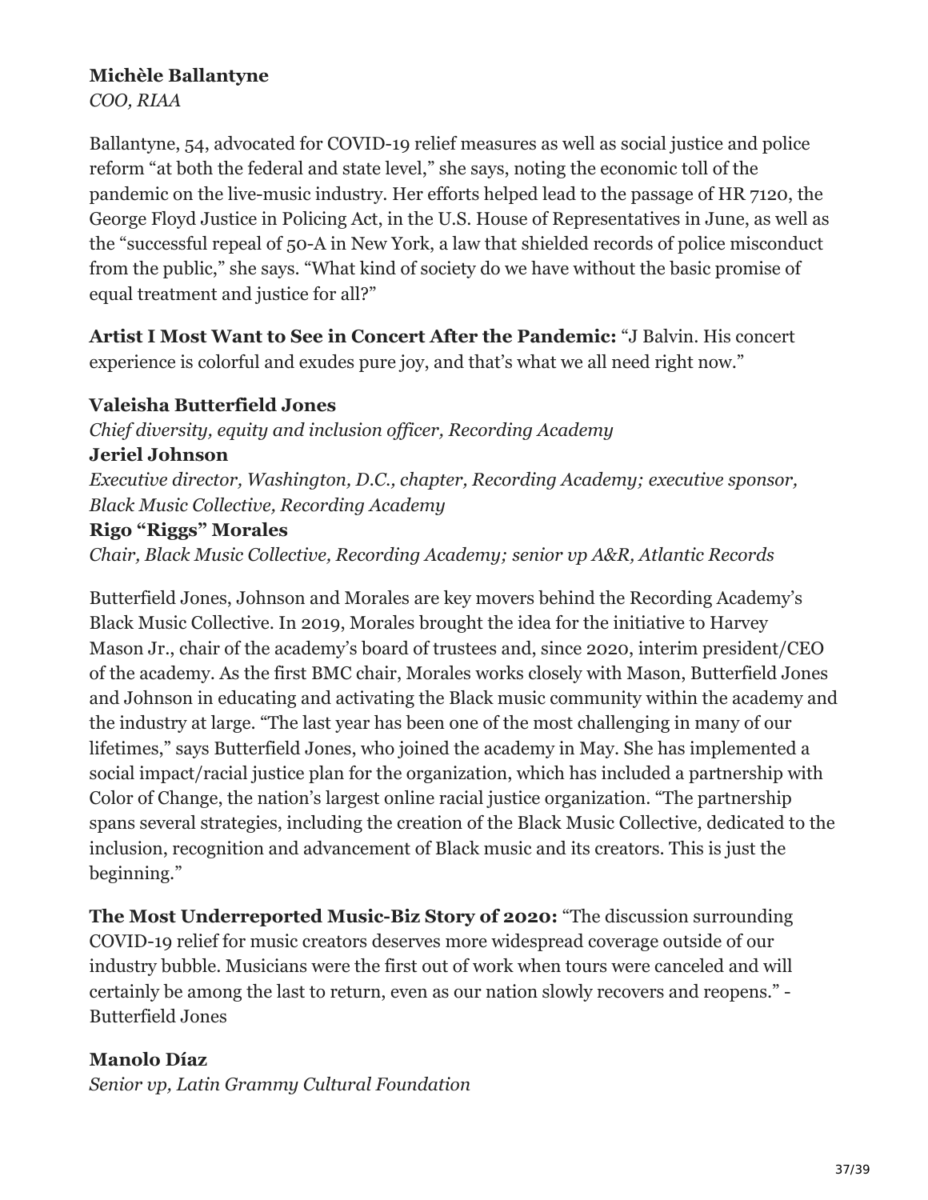**Michèle Ballantyne**
*COO, RIAA*

Ballantyne, 54, advocated for COVID-19 relief measures as well as social justice and police reform "at both the federal and state level," she says, noting the economic toll of the pandemic on the live-music industry. Her efforts helped lead to the passage of HR 7120, the George Floyd Justice in Policing Act, in the U.S. House of Representatives in June, as well as the "successful repeal of 50-A in New York, a law that shielded records of police misconduct from the public," she says. "What kind of society do we have without the basic promise of equal treatment and justice for all?"

**Artist I Most Want to See in Concert After the Pandemic:** "J Balvin. His concert experience is colorful and exudes pure joy, and that's what we all need right now."

**Valeisha Butterfield Jones**
*Chief diversity, equity and inclusion officer, Recording Academy*
**Jeriel Johnson**
*Executive director, Washington, D.C., chapter, Recording Academy; executive sponsor, Black Music Collective, Recording Academy*
**Rigo "Riggs" Morales**
*Chair, Black Music Collective, Recording Academy; senior vp A&R, Atlantic Records*

Butterfield Jones, Johnson and Morales are key movers behind the Recording Academy's Black Music Collective. In 2019, Morales brought the idea for the initiative to Harvey Mason Jr., chair of the academy's board of trustees and, since 2020, interim president/CEO of the academy. As the first BMC chair, Morales works closely with Mason, Butterfield Jones and Johnson in educating and activating the Black music community within the academy and the industry at large. "The last year has been one of the most challenging in many of our lifetimes," says Butterfield Jones, who joined the academy in May. She has implemented a social impact/racial justice plan for the organization, which has included a partnership with Color of Change, the nation's largest online racial justice organization. "The partnership spans several strategies, including the creation of the Black Music Collective, dedicated to the inclusion, recognition and advancement of Black music and its creators. This is just the beginning."

**The Most Underreported Music-Biz Story of 2020:** "The discussion surrounding COVID-19 relief for music creators deserves more widespread coverage outside of our industry bubble. Musicians were the first out of work when tours were canceled and will certainly be among the last to return, even as our nation slowly recovers and reopens." - Butterfield Jones

**Manolo Díaz**
*Senior vp, Latin Grammy Cultural Foundation*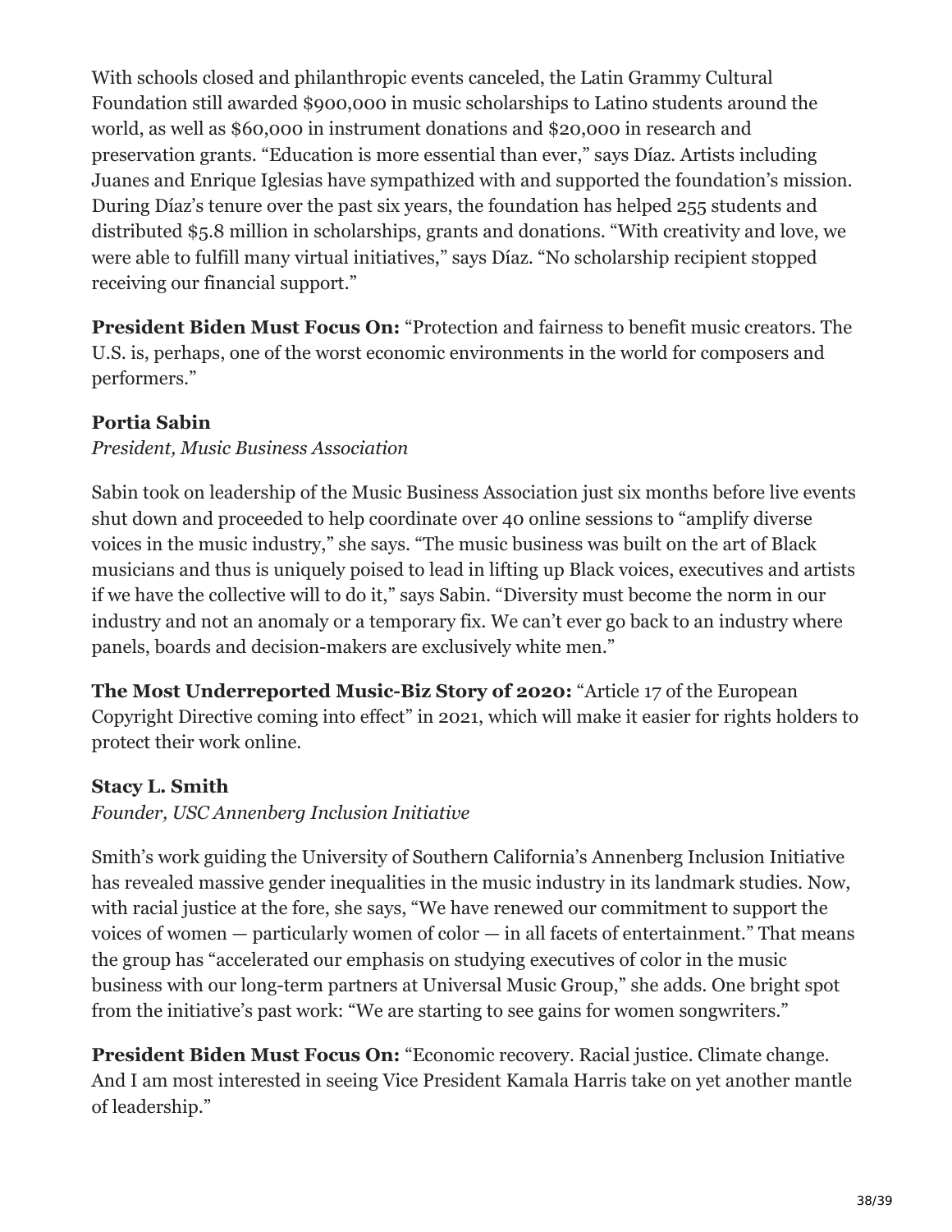With schools closed and philanthropic events canceled, the Latin Grammy Cultural Foundation still awarded $900,000 in music scholarships to Latino students around the world, as well as $60,000 in instrument donations and $20,000 in research and preservation grants. "Education is more essential than ever," says Díaz. Artists including Juanes and Enrique Iglesias have sympathized with and supported the foundation's mission. During Díaz's tenure over the past six years, the foundation has helped 255 students and distributed $5.8 million in scholarships, grants and donations. "With creativity and love, we were able to fulfill many virtual initiatives," says Díaz. "No scholarship recipient stopped receiving our financial support."

**President Biden Must Focus On:** "Protection and fairness to benefit music creators. The U.S. is, perhaps, one of the worst economic environments in the world for composers and performers."

**Portia Sabin**

*President, Music Business Association*

Sabin took on leadership of the Music Business Association just six months before live events shut down and proceeded to help coordinate over 40 online sessions to "amplify diverse voices in the music industry," she says. "The music business was built on the art of Black musicians and thus is uniquely poised to lead in lifting up Black voices, executives and artists if we have the collective will to do it," says Sabin. "Diversity must become the norm in our industry and not an anomaly or a temporary fix. We can't ever go back to an industry where panels, boards and decision-makers are exclusively white men."

**The Most Underreported Music-Biz Story of 2020:** "Article 17 of the European Copyright Directive coming into effect" in 2021, which will make it easier for rights holders to protect their work online.

**Stacy L. Smith**

*Founder, USC Annenberg Inclusion Initiative*

Smith's work guiding the University of Southern California's Annenberg Inclusion Initiative has revealed massive gender inequalities in the music industry in its landmark studies. Now, with racial justice at the fore, she says, "We have renewed our commitment to support the voices of women — particularly women of color — in all facets of entertainment." That means the group has "accelerated our emphasis on studying executives of color in the music business with our long-term partners at Universal Music Group," she adds. One bright spot from the initiative's past work: "We are starting to see gains for women songwriters."

**President Biden Must Focus On:** "Economic recovery. Racial justice. Climate change. And I am most interested in seeing Vice President Kamala Harris take on yet another mantle of leadership."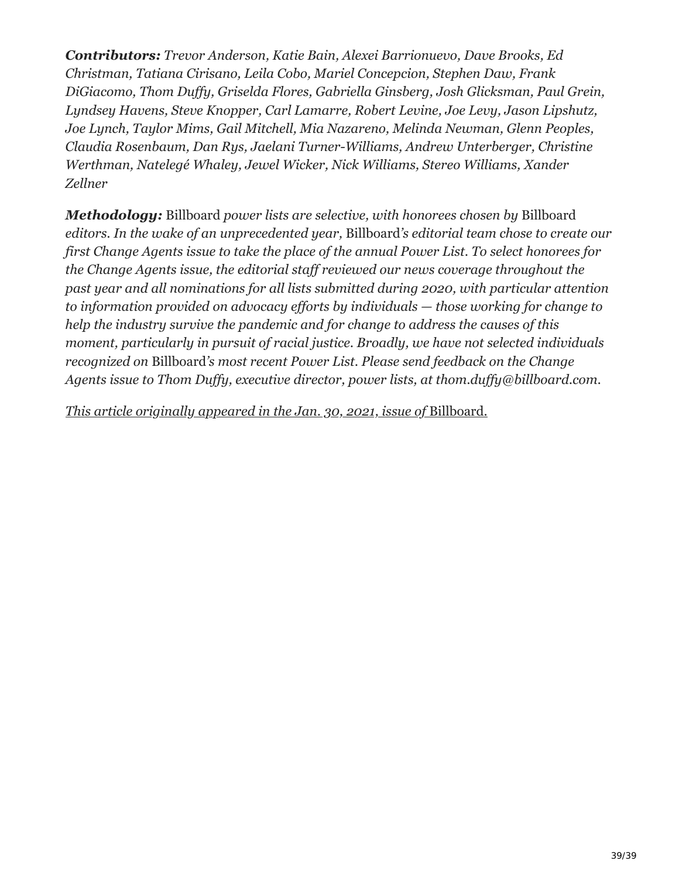***Contributors:** Trevor Anderson, Katie Bain, Alexei Barrionuevo, Dave Brooks, Ed Christman, Tatiana Cirisano, Leila Cobo, Mariel Concepcion, Stephen Daw, Frank DiGiacomo, Thom Duffy, Griselda Flores, Gabriella Ginsberg, Josh Glicksman, Paul Grein, Lyndsey Havens, Steve Knopper, Carl Lamarre, Robert Levine, Joe Levy, Jason Lipshutz, Joe Lynch, Taylor Mims, Gail Mitchell, Mia Nazareno, Melinda Newman, Glenn Peoples, Claudia Rosenbaum, Dan Rys, Jaelani Turner-Williams, Andrew Unterberger, Christine Werthman, Natelegé Whaley, Jewel Wicker, Nick Williams, Stereo Williams, Xander Zellner*

***Methodology:*** Billboard *power lists are selective, with honorees chosen by* Billboard *editors. In the wake of an unprecedented year,* Billboard*'s editorial team chose to create our first Change Agents issue to take the place of the annual Power List. To select honorees for the Change Agents issue, the editorial staff reviewed our news coverage throughout the past year and all nominations for all lists submitted during 2020, with particular attention to information provided on advocacy efforts by individuals — those working for change to help the industry survive the pandemic and for change to address the causes of this moment, particularly in pursuit of racial justice. Broadly, we have not selected individuals recognized on* Billboard*'s most recent Power List. Please send feedback on the Change Agents issue to Thom Duffy, executive director, power lists, at thom.duffy@billboard.com.*

*This article originally appeared in the Jan. 30, 2021, issue of* Billboard.